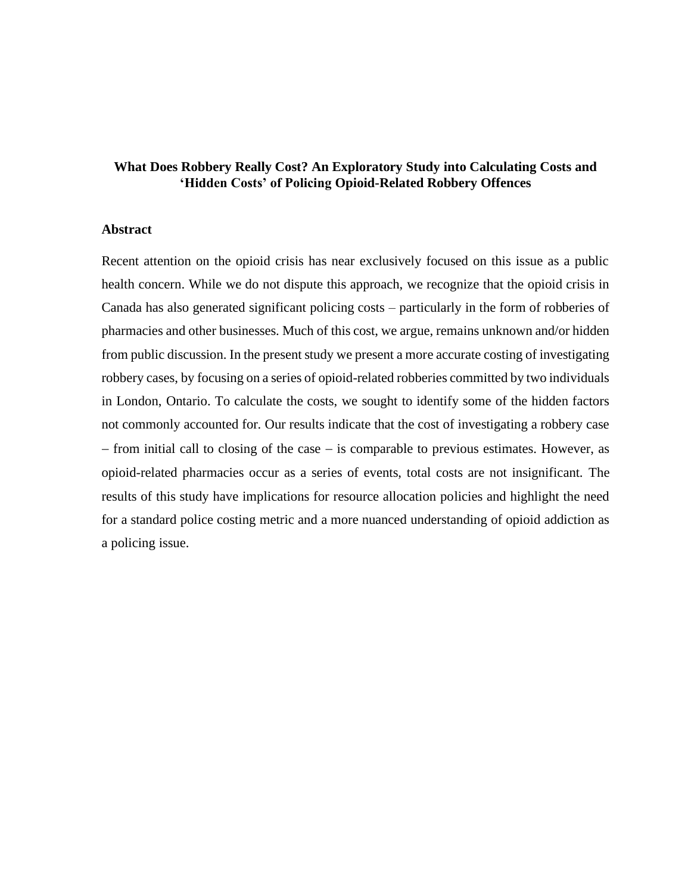# What Does Robbery Really Cost? An Exploratory Study into Calculating Costs and 'Hidden Costs' of Policing Opioid-Related Robbery Offences

## Abstract

Recent attention on the opioid crisis has near exclusively focused on this issue as a public health concern. While we do not dispute this approach, we recognize that the opioid crisis in Canada has also generated significant policing costs – particularly in the form of robberies of pharmacies and other businesses. Much of this cost, we argue, remains unknown and/or hidden from public discussion. In the present study we present a more accurate costing of investigating robbery cases, by focusing on a series of opioid-related robberies committed by two individuals in London, Ontario. To calculate the costs, we sought to identify some of the hidden factors not commonly accounted for. Our results indicate that the cost of investigating a robbery case – from initial call to closing of the case – is comparable to previous estimates. However, as opioid-related pharmacies occur as a series of events, total costs are not insignificant. The results of this study have implications for resource allocation policies and highlight the need for a standard police costing metric and a more nuanced understanding of opioid addiction as a policing issue.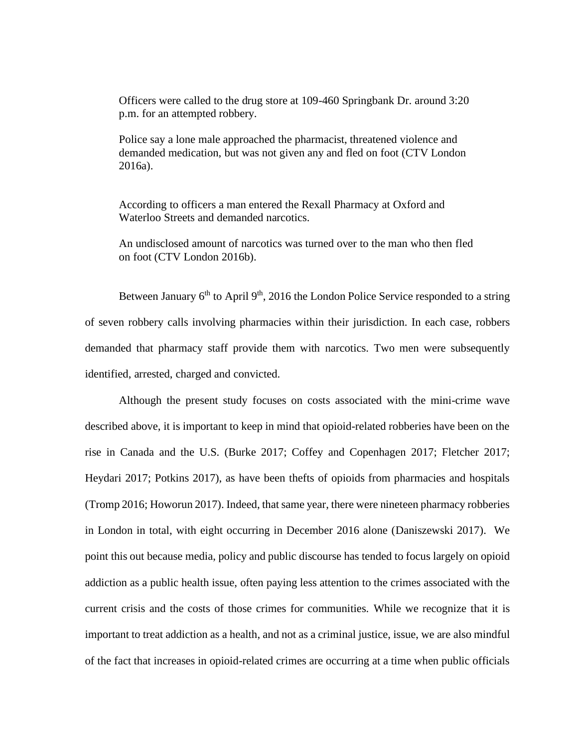> Officers were called to the drug store at 109-460 Springbank Dr. around 3:20 p.m. for an attempted robbery.
>
> Police say a lone male approached the pharmacist, threatened violence and demanded medication, but was not given any and fled on foot (CTV London 2016a).

> According to officers a man entered the Rexall Pharmacy at Oxford and Waterloo Streets and demanded narcotics.
>
> An undisclosed amount of narcotics was turned over to the man who then fled on foot (CTV London 2016b).

Between January 6th to April 9th, 2016 the London Police Service responded to a string of seven robbery calls involving pharmacies within their jurisdiction. In each case, robbers demanded that pharmacy staff provide them with narcotics. Two men were subsequently identified, arrested, charged and convicted.

Although the present study focuses on costs associated with the mini-crime wave described above, it is important to keep in mind that opioid-related robberies have been on the rise in Canada and the U.S. (Burke 2017; Coffey and Copenhagen 2017; Fletcher 2017; Heydari 2017; Potkins 2017), as have been thefts of opioids from pharmacies and hospitals (Tromp 2016; Howorun 2017). Indeed, that same year, there were nineteen pharmacy robberies in London in total, with eight occurring in December 2016 alone (Daniszewski 2017). We point this out because media, policy and public discourse has tended to focus largely on opioid addiction as a public health issue, often paying less attention to the crimes associated with the current crisis and the costs of those crimes for communities. While we recognize that it is important to treat addiction as a health, and not as a criminal justice, issue, we are also mindful of the fact that increases in opioid-related crimes are occurring at a time when public officials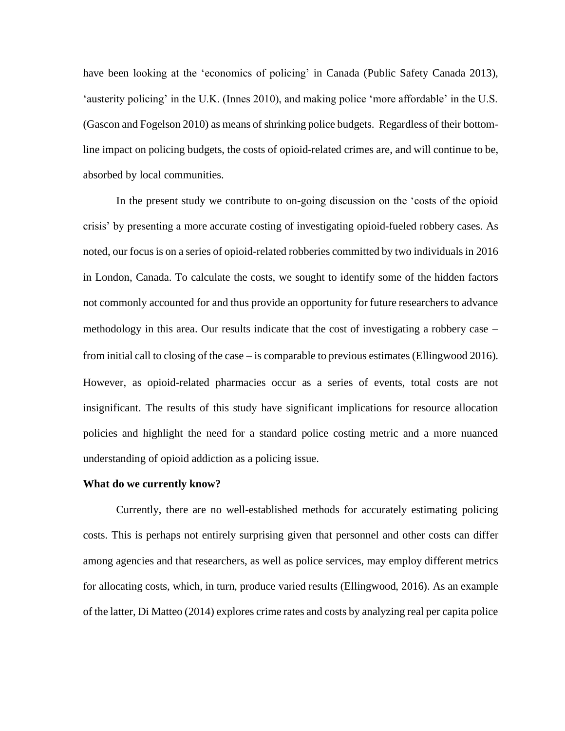have been looking at the 'economics of policing' in Canada (Public Safety Canada 2013), 'austerity policing' in the U.K. (Innes 2010), and making police 'more affordable' in the U.S. (Gascon and Fogelson 2010) as means of shrinking police budgets. Regardless of their bottom-line impact on policing budgets, the costs of opioid-related crimes are, and will continue to be, absorbed by local communities.

In the present study we contribute to on-going discussion on the 'costs of the opioid crisis' by presenting a more accurate costing of investigating opioid-fueled robbery cases. As noted, our focus is on a series of opioid-related robberies committed by two individuals in 2016 in London, Canada. To calculate the costs, we sought to identify some of the hidden factors not commonly accounted for and thus provide an opportunity for future researchers to advance methodology in this area. Our results indicate that the cost of investigating a robbery case – from initial call to closing of the case – is comparable to previous estimates (Ellingwood 2016). However, as opioid-related pharmacies occur as a series of events, total costs are not insignificant. The results of this study have significant implications for resource allocation policies and highlight the need for a standard police costing metric and a more nuanced understanding of opioid addiction as a policing issue.

**What do we currently know?**

Currently, there are no well-established methods for accurately estimating policing costs. This is perhaps not entirely surprising given that personnel and other costs can differ among agencies and that researchers, as well as police services, may employ different metrics for allocating costs, which, in turn, produce varied results (Ellingwood, 2016). As an example of the latter, Di Matteo (2014) explores crime rates and costs by analyzing real per capita police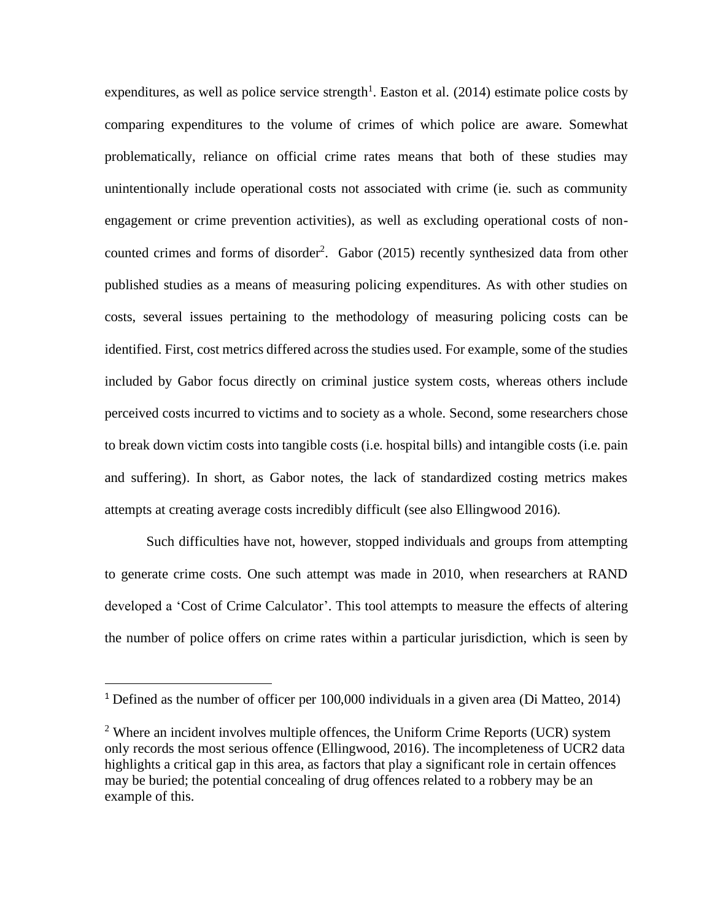expenditures, as well as police service strength[1]. Easton et al. (2014) estimate police costs by comparing expenditures to the volume of crimes of which police are aware. Somewhat problematically, reliance on official crime rates means that both of these studies may unintentionally include operational costs not associated with crime (ie. such as community engagement or crime prevention activities), as well as excluding operational costs of non-counted crimes and forms of disorder[2]. Gabor (2015) recently synthesized data from other published studies as a means of measuring policing expenditures. As with other studies on costs, several issues pertaining to the methodology of measuring policing costs can be identified. First, cost metrics differed across the studies used. For example, some of the studies included by Gabor focus directly on criminal justice system costs, whereas others include perceived costs incurred to victims and to society as a whole. Second, some researchers chose to break down victim costs into tangible costs (i.e. hospital bills) and intangible costs (i.e. pain and suffering). In short, as Gabor notes, the lack of standardized costing metrics makes attempts at creating average costs incredibly difficult (see also Ellingwood 2016).

Such difficulties have not, however, stopped individuals and groups from attempting to generate crime costs. One such attempt was made in 2010, when researchers at RAND developed a 'Cost of Crime Calculator'. This tool attempts to measure the effects of altering the number of police offers on crime rates within a particular jurisdiction, which is seen by

---

[1] Defined as the number of officer per 100,000 individuals in a given area (Di Matteo, 2014)

[2] Where an incident involves multiple offences, the Uniform Crime Reports (UCR) system only records the most serious offence (Ellingwood, 2016). The incompleteness of UCR2 data highlights a critical gap in this area, as factors that play a significant role in certain offences may be buried; the potential concealing of drug offences related to a robbery may be an example of this.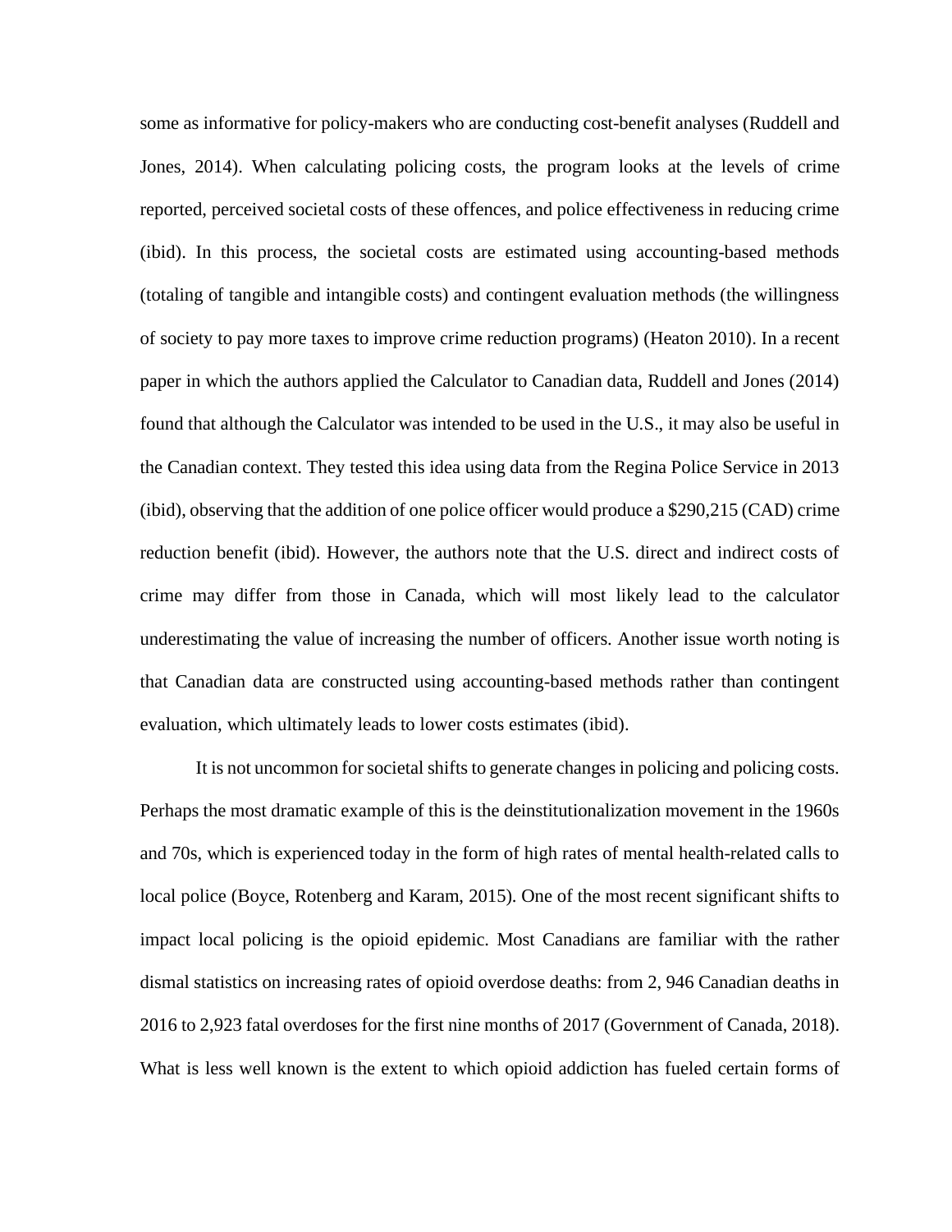some as informative for policy-makers who are conducting cost-benefit analyses (Ruddell and Jones, 2014). When calculating policing costs, the program looks at the levels of crime reported, perceived societal costs of these offences, and police effectiveness in reducing crime (ibid). In this process, the societal costs are estimated using accounting-based methods (totaling of tangible and intangible costs) and contingent evaluation methods (the willingness of society to pay more taxes to improve crime reduction programs) (Heaton 2010). In a recent paper in which the authors applied the Calculator to Canadian data, Ruddell and Jones (2014) found that although the Calculator was intended to be used in the U.S., it may also be useful in the Canadian context. They tested this idea using data from the Regina Police Service in 2013 (ibid), observing that the addition of one police officer would produce a $290,215 (CAD) crime reduction benefit (ibid). However, the authors note that the U.S. direct and indirect costs of crime may differ from those in Canada, which will most likely lead to the calculator underestimating the value of increasing the number of officers. Another issue worth noting is that Canadian data are constructed using accounting-based methods rather than contingent evaluation, which ultimately leads to lower costs estimates (ibid).

It is not uncommon for societal shifts to generate changes in policing and policing costs. Perhaps the most dramatic example of this is the deinstitutionalization movement in the 1960s and 70s, which is experienced today in the form of high rates of mental health-related calls to local police (Boyce, Rotenberg and Karam, 2015). One of the most recent significant shifts to impact local policing is the opioid epidemic. Most Canadians are familiar with the rather dismal statistics on increasing rates of opioid overdose deaths: from 2, 946 Canadian deaths in 2016 to 2,923 fatal overdoses for the first nine months of 2017 (Government of Canada, 2018). What is less well known is the extent to which opioid addiction has fueled certain forms of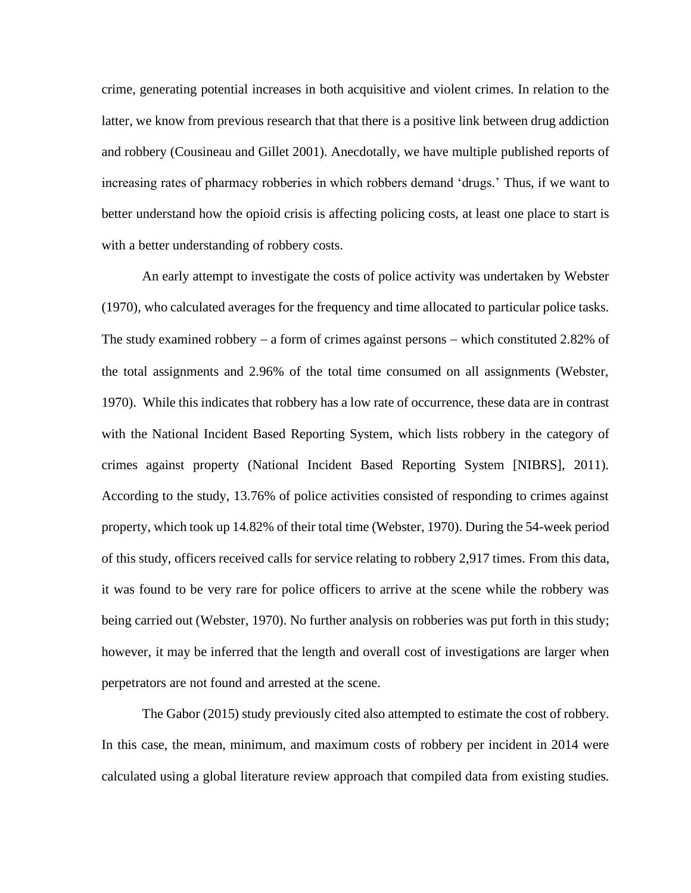crime, generating potential increases in both acquisitive and violent crimes. In relation to the latter, we know from previous research that that there is a positive link between drug addiction and robbery (Cousineau and Gillet 2001). Anecdotally, we have multiple published reports of increasing rates of pharmacy robberies in which robbers demand 'drugs.' Thus, if we want to better understand how the opioid crisis is affecting policing costs, at least one place to start is with a better understanding of robbery costs.

An early attempt to investigate the costs of police activity was undertaken by Webster (1970), who calculated averages for the frequency and time allocated to particular police tasks. The study examined robbery – a form of crimes against persons – which constituted 2.82% of the total assignments and 2.96% of the total time consumed on all assignments (Webster, 1970). While this indicates that robbery has a low rate of occurrence, these data are in contrast with the National Incident Based Reporting System, which lists robbery in the category of crimes against property (National Incident Based Reporting System [NIBRS], 2011). According to the study, 13.76% of police activities consisted of responding to crimes against property, which took up 14.82% of their total time (Webster, 1970). During the 54-week period of this study, officers received calls for service relating to robbery 2,917 times. From this data, it was found to be very rare for police officers to arrive at the scene while the robbery was being carried out (Webster, 1970). No further analysis on robberies was put forth in this study; however, it may be inferred that the length and overall cost of investigations are larger when perpetrators are not found and arrested at the scene.

The Gabor (2015) study previously cited also attempted to estimate the cost of robbery. In this case, the mean, minimum, and maximum costs of robbery per incident in 2014 were calculated using a global literature review approach that compiled data from existing studies.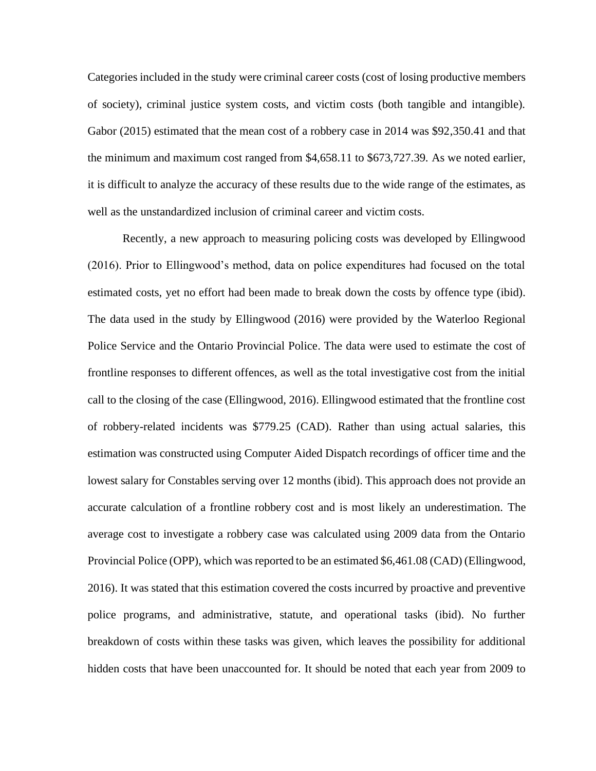Categories included in the study were criminal career costs (cost of losing productive members of society), criminal justice system costs, and victim costs (both tangible and intangible). Gabor (2015) estimated that the mean cost of a robbery case in 2014 was $92,350.41 and that the minimum and maximum cost ranged from $4,658.11 to $673,727.39. As we noted earlier, it is difficult to analyze the accuracy of these results due to the wide range of the estimates, as well as the unstandardized inclusion of criminal career and victim costs.

Recently, a new approach to measuring policing costs was developed by Ellingwood (2016). Prior to Ellingwood's method, data on police expenditures had focused on the total estimated costs, yet no effort had been made to break down the costs by offence type (ibid). The data used in the study by Ellingwood (2016) were provided by the Waterloo Regional Police Service and the Ontario Provincial Police. The data were used to estimate the cost of frontline responses to different offences, as well as the total investigative cost from the initial call to the closing of the case (Ellingwood, 2016). Ellingwood estimated that the frontline cost of robbery-related incidents was $779.25 (CAD). Rather than using actual salaries, this estimation was constructed using Computer Aided Dispatch recordings of officer time and the lowest salary for Constables serving over 12 months (ibid). This approach does not provide an accurate calculation of a frontline robbery cost and is most likely an underestimation. The average cost to investigate a robbery case was calculated using 2009 data from the Ontario Provincial Police (OPP), which was reported to be an estimated $6,461.08 (CAD) (Ellingwood, 2016). It was stated that this estimation covered the costs incurred by proactive and preventive police programs, and administrative, statute, and operational tasks (ibid). No further breakdown of costs within these tasks was given, which leaves the possibility for additional hidden costs that have been unaccounted for. It should be noted that each year from 2009 to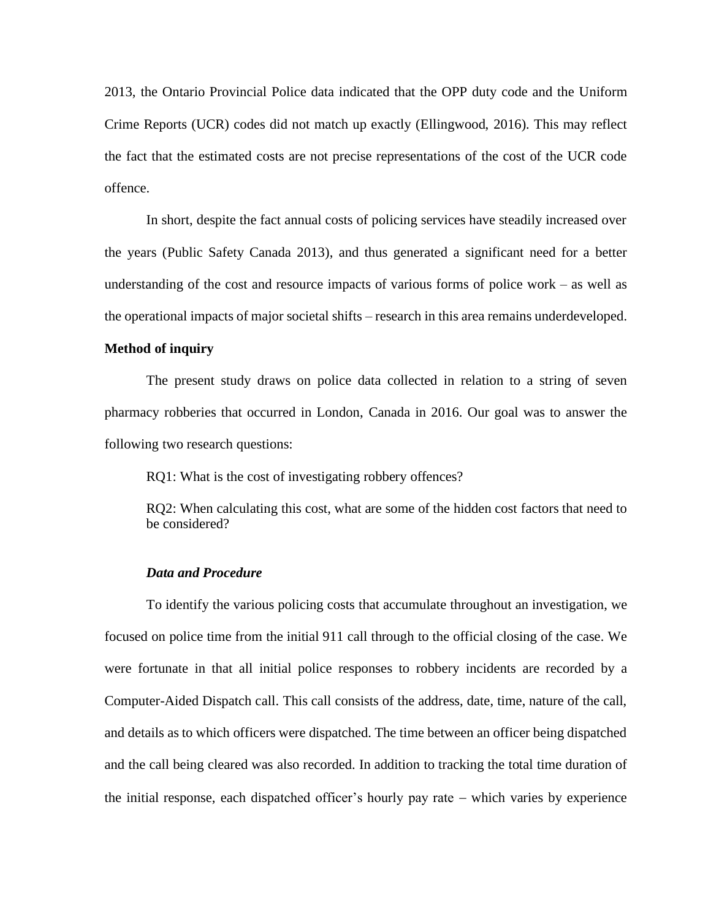2013, the Ontario Provincial Police data indicated that the OPP duty code and the Uniform Crime Reports (UCR) codes did not match up exactly (Ellingwood, 2016). This may reflect the fact that the estimated costs are not precise representations of the cost of the UCR code offence.

In short, despite the fact annual costs of policing services have steadily increased over the years (Public Safety Canada 2013), and thus generated a significant need for a better understanding of the cost and resource impacts of various forms of police work – as well as the operational impacts of major societal shifts – research in this area remains underdeveloped.

## Method of inquiry

The present study draws on police data collected in relation to a string of seven pharmacy robberies that occurred in London, Canada in 2016. Our goal was to answer the following two research questions:

RQ1: What is the cost of investigating robbery offences?

RQ2: When calculating this cost, what are some of the hidden cost factors that need to be considered?

### *Data and Procedure*

To identify the various policing costs that accumulate throughout an investigation, we focused on police time from the initial 911 call through to the official closing of the case. We were fortunate in that all initial police responses to robbery incidents are recorded by a Computer-Aided Dispatch call. This call consists of the address, date, time, nature of the call, and details as to which officers were dispatched. The time between an officer being dispatched and the call being cleared was also recorded. In addition to tracking the total time duration of the initial response, each dispatched officer's hourly pay rate – which varies by experience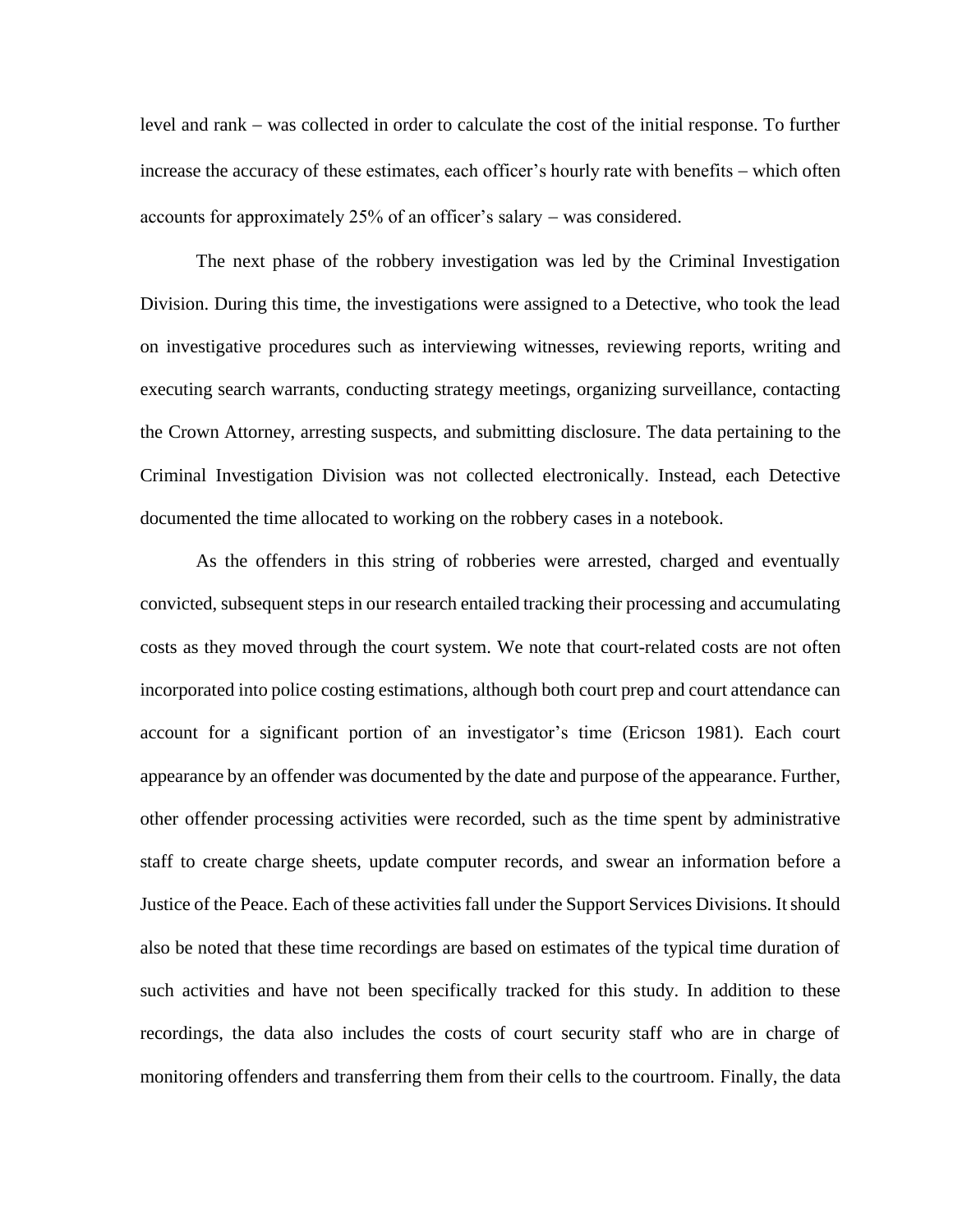level and rank − was collected in order to calculate the cost of the initial response. To further increase the accuracy of these estimates, each officer's hourly rate with benefits − which often accounts for approximately 25% of an officer's salary − was considered.

The next phase of the robbery investigation was led by the Criminal Investigation Division. During this time, the investigations were assigned to a Detective, who took the lead on investigative procedures such as interviewing witnesses, reviewing reports, writing and executing search warrants, conducting strategy meetings, organizing surveillance, contacting the Crown Attorney, arresting suspects, and submitting disclosure. The data pertaining to the Criminal Investigation Division was not collected electronically. Instead, each Detective documented the time allocated to working on the robbery cases in a notebook.

As the offenders in this string of robberies were arrested, charged and eventually convicted, subsequent steps in our research entailed tracking their processing and accumulating costs as they moved through the court system. We note that court-related costs are not often incorporated into police costing estimations, although both court prep and court attendance can account for a significant portion of an investigator's time (Ericson 1981). Each court appearance by an offender was documented by the date and purpose of the appearance. Further, other offender processing activities were recorded, such as the time spent by administrative staff to create charge sheets, update computer records, and swear an information before a Justice of the Peace. Each of these activities fall under the Support Services Divisions. It should also be noted that these time recordings are based on estimates of the typical time duration of such activities and have not been specifically tracked for this study. In addition to these recordings, the data also includes the costs of court security staff who are in charge of monitoring offenders and transferring them from their cells to the courtroom. Finally, the data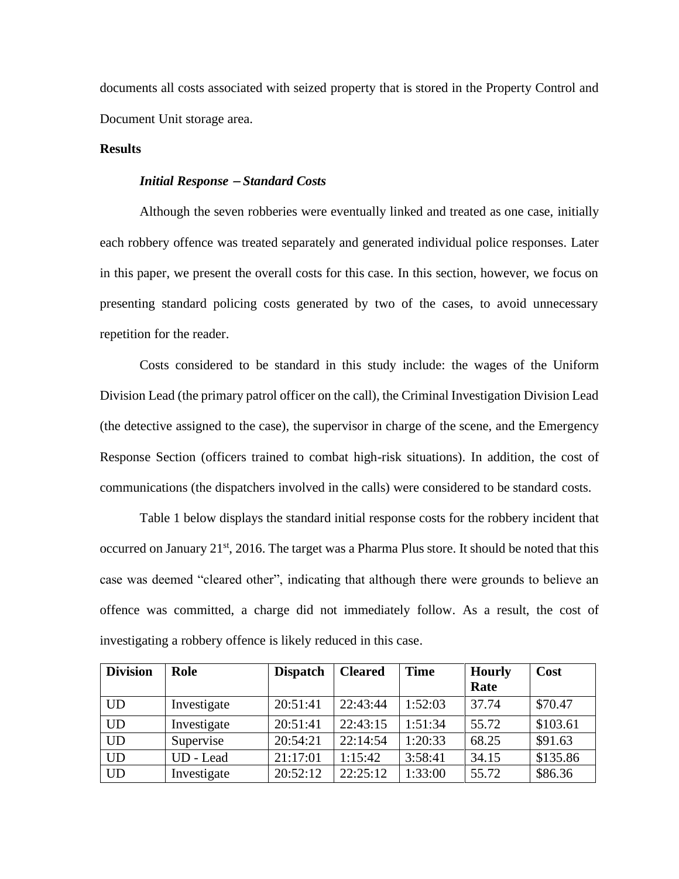documents all costs associated with seized property that is stored in the Property Control and Document Unit storage area.

**Results**

***Initial Response – Standard Costs***

Although the seven robberies were eventually linked and treated as one case, initially each robbery offence was treated separately and generated individual police responses. Later in this paper, we present the overall costs for this case. In this section, however, we focus on presenting standard policing costs generated by two of the cases, to avoid unnecessary repetition for the reader.

Costs considered to be standard in this study include: the wages of the Uniform Division Lead (the primary patrol officer on the call), the Criminal Investigation Division Lead (the detective assigned to the case), the supervisor in charge of the scene, and the Emergency Response Section (officers trained to combat high-risk situations). In addition, the cost of communications (the dispatchers involved in the calls) were considered to be standard costs.

Table 1 below displays the standard initial response costs for the robbery incident that occurred on January 21st, 2016. The target was a Pharma Plus store. It should be noted that this case was deemed "cleared other", indicating that although there were grounds to believe an offence was committed, a charge did not immediately follow. As a result, the cost of investigating a robbery offence is likely reduced in this case.

| Division | Role | Dispatch | Cleared | Time | Hourly Rate | Cost |
|---|---|---|---|---|---|---|
| UD | Investigate | 20:51:41 | 22:43:44 | 1:52:03 | 37.74 | $70.47 |
| UD | Investigate | 20:51:41 | 22:43:15 | 1:51:34 | 55.72 | $103.61 |
| UD | Supervise | 20:54:21 | 22:14:54 | 1:20:33 | 68.25 | $91.63 |
| UD | UD - Lead | 21:17:01 | 1:15:42 | 3:58:41 | 34.15 | $135.86 |
| UD | Investigate | 20:52:12 | 22:25:12 | 1:33:00 | 55.72 | $86.36 |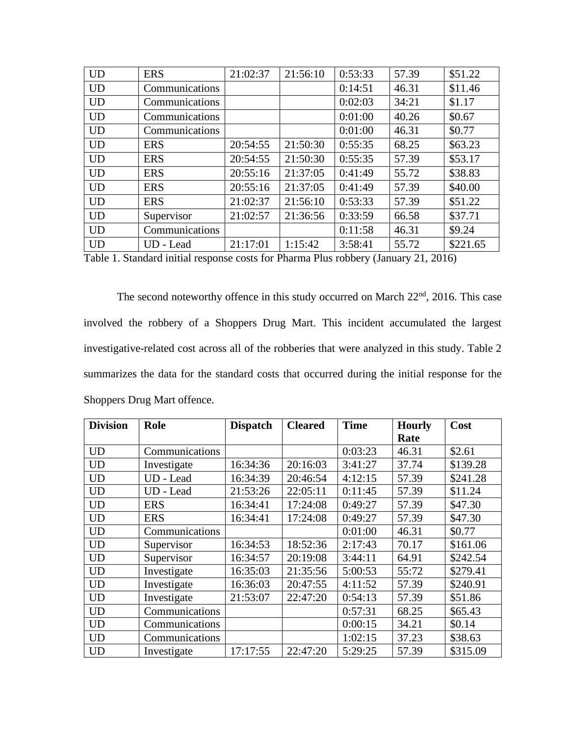| UD | ERS | 21:02:37 | 21:56:10 | 0:53:33 | 57.39 | $51.22 |
|---|---|---|---|---|---|---|
| UD | Communications | | | 0:14:51 | 46.31 | $11.46 |
| UD | Communications | | | 0:02:03 | 34:21 | $1.17 |
| UD | Communications | | | 0:01:00 | 40.26 | $0.67 |
| UD | Communications | | | 0:01:00 | 46.31 | $0.77 |
| UD | ERS | 20:54:55 | 21:50:30 | 0:55:35 | 68.25 | $63.23 |
| UD | ERS | 20:54:55 | 21:50:30 | 0:55:35 | 57.39 | $53.17 |
| UD | ERS | 20:55:16 | 21:37:05 | 0:41:49 | 55.72 | $38.83 |
| UD | ERS | 20:55:16 | 21:37:05 | 0:41:49 | 57.39 | $40.00 |
| UD | ERS | 21:02:37 | 21:56:10 | 0:53:33 | 57.39 | $51.22 |
| UD | Supervisor | 21:02:57 | 21:36:56 | 0:33:59 | 66.58 | $37.71 |
| UD | Communications | | | 0:11:58 | 46.31 | $9.24 |
| UD | UD - Lead | 21:17:01 | 1:15:42 | 3:58:41 | 55.72 | $221.65 |

Table 1. Standard initial response costs for Pharma Plus robbery (January 21, 2016)

The second noteworthy offence in this study occurred on March 22nd, 2016. This case involved the robbery of a Shoppers Drug Mart. This incident accumulated the largest investigative-related cost across all of the robberies that were analyzed in this study. Table 2 summarizes the data for the standard costs that occurred during the initial response for the Shoppers Drug Mart offence.

| Division | Role | Dispatch | Cleared | Time | Hourly Rate | Cost |
|---|---|---|---|---|---|---|
| UD | Communications | | | 0:03:23 | 46.31 | $2.61 |
| UD | Investigate | 16:34:36 | 20:16:03 | 3:41:27 | 37.74 | $139.28 |
| UD | UD - Lead | 16:34:39 | 20:46:54 | 4:12:15 | 57.39 | $241.28 |
| UD | UD - Lead | 21:53:26 | 22:05:11 | 0:11:45 | 57.39 | $11.24 |
| UD | ERS | 16:34:41 | 17:24:08 | 0:49:27 | 57.39 | $47.30 |
| UD | ERS | 16:34:41 | 17:24:08 | 0:49:27 | 57.39 | $47.30 |
| UD | Communications | | | 0:01:00 | 46.31 | $0.77 |
| UD | Supervisor | 16:34:53 | 18:52:36 | 2:17:43 | 70.17 | $161.06 |
| UD | Supervisor | 16:34:57 | 20:19:08 | 3:44:11 | 64.91 | $242.54 |
| UD | Investigate | 16:35:03 | 21:35:56 | 5:00:53 | 55:72 | $279.41 |
| UD | Investigate | 16:36:03 | 20:47:55 | 4:11:52 | 57.39 | $240.91 |
| UD | Investigate | 21:53:07 | 22:47:20 | 0:54:13 | 57.39 | $51.86 |
| UD | Communications | | | 0:57:31 | 68.25 | $65.43 |
| UD | Communications | | | 0:00:15 | 34.21 | $0.14 |
| UD | Communications | | | 1:02:15 | 37.23 | $38.63 |
| UD | Investigate | 17:17:55 | 22:47:20 | 5:29:25 | 57.39 | $315.09 |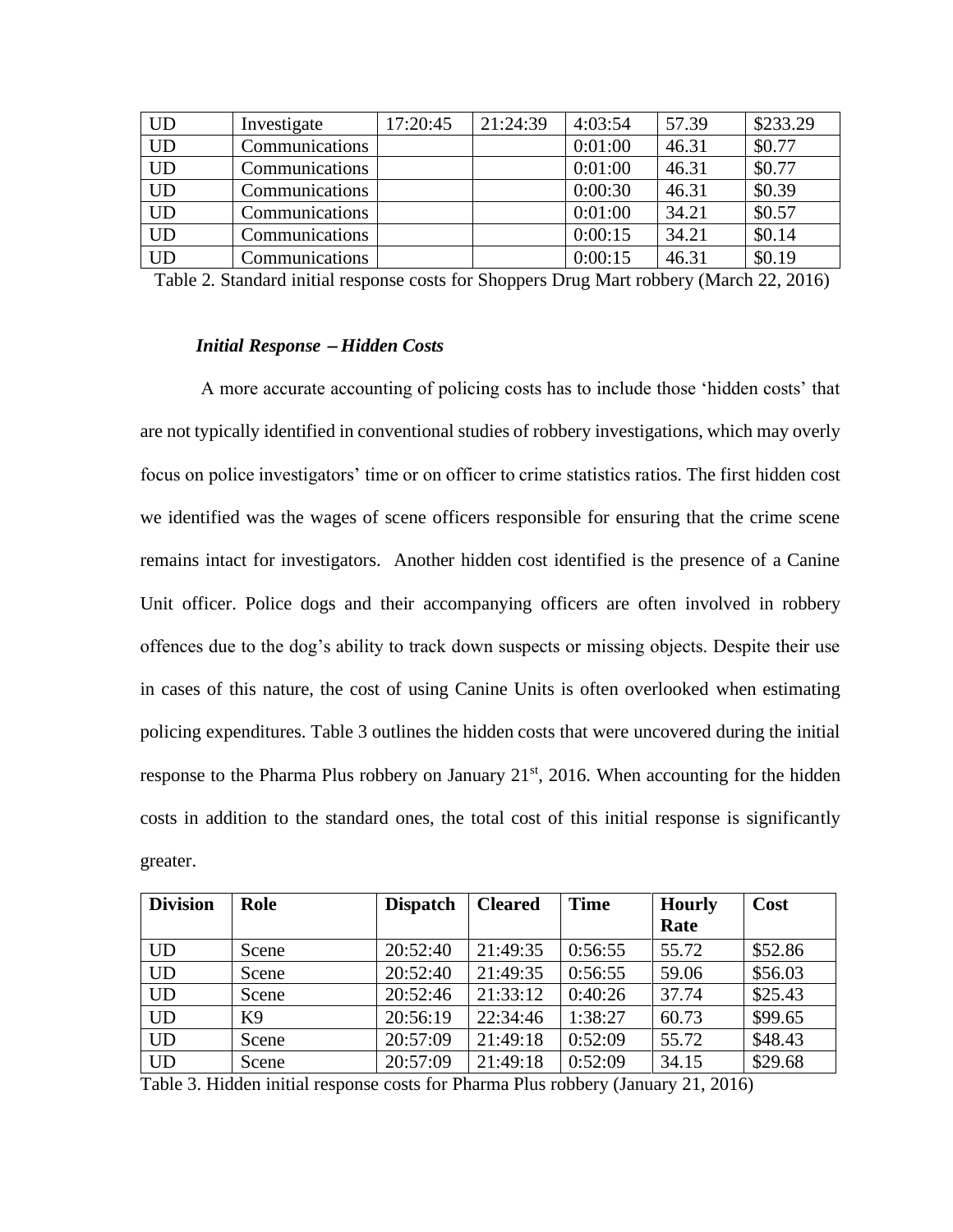| UD | Investigate | 17:20:45 | 21:24:39 | 4:03:54 | 57.39 | $233.29 |
|---|---|---|---|---|---|---|
| UD | Communications | | | 0:01:00 | 46.31 | $0.77 |
| UD | Communications | | | 0:01:00 | 46.31 | $0.77 |
| UD | Communications | | | 0:00:30 | 46.31 | $0.39 |
| UD | Communications | | | 0:01:00 | 34.21 | $0.57 |
| UD | Communications | | | 0:00:15 | 34.21 | $0.14 |
| UD | Communications | | | 0:00:15 | 46.31 | $0.19 |

Table 2. Standard initial response costs for Shoppers Drug Mart robbery (March 22, 2016)

### *Initial Response – Hidden Costs*

A more accurate accounting of policing costs has to include those 'hidden costs' that are not typically identified in conventional studies of robbery investigations, which may overly focus on police investigators' time or on officer to crime statistics ratios. The first hidden cost we identified was the wages of scene officers responsible for ensuring that the crime scene remains intact for investigators. Another hidden cost identified is the presence of a Canine Unit officer. Police dogs and their accompanying officers are often involved in robbery offences due to the dog's ability to track down suspects or missing objects. Despite their use in cases of this nature, the cost of using Canine Units is often overlooked when estimating policing expenditures. Table 3 outlines the hidden costs that were uncovered during the initial response to the Pharma Plus robbery on January 21st, 2016. When accounting for the hidden costs in addition to the standard ones, the total cost of this initial response is significantly greater.

| **Division** | **Role** | **Dispatch** | **Cleared** | **Time** | **Hourly Rate** | **Cost** |
|---|---|---|---|---|---|---|
| UD | Scene | 20:52:40 | 21:49:35 | 0:56:55 | 55.72 | $52.86 |
| UD | Scene | 20:52:40 | 21:49:35 | 0:56:55 | 59.06 | $56.03 |
| UD | Scene | 20:52:46 | 21:33:12 | 0:40:26 | 37.74 | $25.43 |
| UD | K9 | 20:56:19 | 22:34:46 | 1:38:27 | 60.73 | $99.65 |
| UD | Scene | 20:57:09 | 21:49:18 | 0:52:09 | 55.72 | $48.43 |
| UD | Scene | 20:57:09 | 21:49:18 | 0:52:09 | 34.15 | $29.68 |

Table 3. Hidden initial response costs for Pharma Plus robbery (January 21, 2016)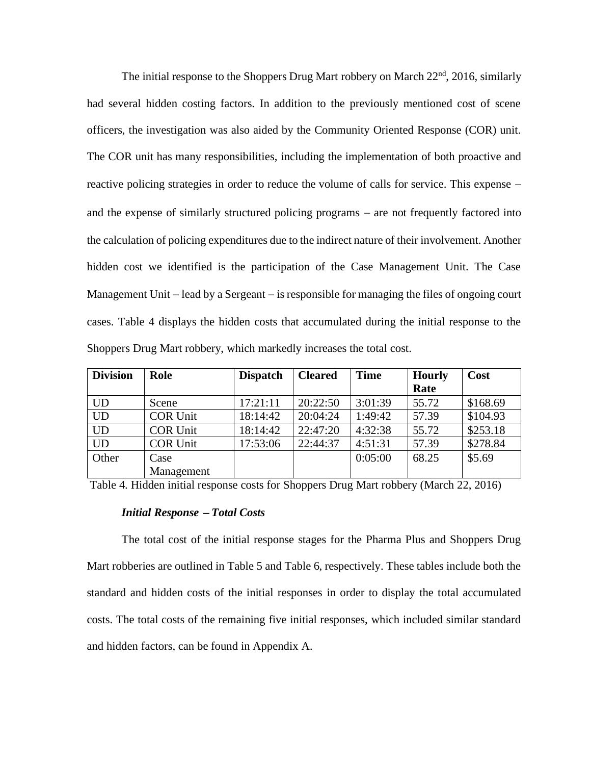The initial response to the Shoppers Drug Mart robbery on March 22nd, 2016, similarly had several hidden costing factors. In addition to the previously mentioned cost of scene officers, the investigation was also aided by the Community Oriented Response (COR) unit. The COR unit has many responsibilities, including the implementation of both proactive and reactive policing strategies in order to reduce the volume of calls for service. This expense – and the expense of similarly structured policing programs – are not frequently factored into the calculation of policing expenditures due to the indirect nature of their involvement. Another hidden cost we identified is the participation of the Case Management Unit. The Case Management Unit – lead by a Sergeant – is responsible for managing the files of ongoing court cases. Table 4 displays the hidden costs that accumulated during the initial response to the Shoppers Drug Mart robbery, which markedly increases the total cost.

| Division | Role | Dispatch | Cleared | Time | Hourly Rate | Cost |
|---|---|---|---|---|---|---|
| UD | Scene | 17:21:11 | 20:22:50 | 3:01:39 | 55.72 | $168.69 |
| UD | COR Unit | 18:14:42 | 20:04:24 | 1:49:42 | 57.39 | $104.93 |
| UD | COR Unit | 18:14:42 | 22:47:20 | 4:32:38 | 55.72 | $253.18 |
| UD | COR Unit | 17:53:06 | 22:44:37 | 4:51:31 | 57.39 | $278.84 |
| Other | Case Management | | | 0:05:00 | 68.25 | $5.69 |

Table 4. Hidden initial response costs for Shoppers Drug Mart robbery (March 22, 2016)

### *Initial Response – Total Costs*

The total cost of the initial response stages for the Pharma Plus and Shoppers Drug Mart robberies are outlined in Table 5 and Table 6, respectively. These tables include both the standard and hidden costs of the initial responses in order to display the total accumulated costs. The total costs of the remaining five initial responses, which included similar standard and hidden factors, can be found in Appendix A.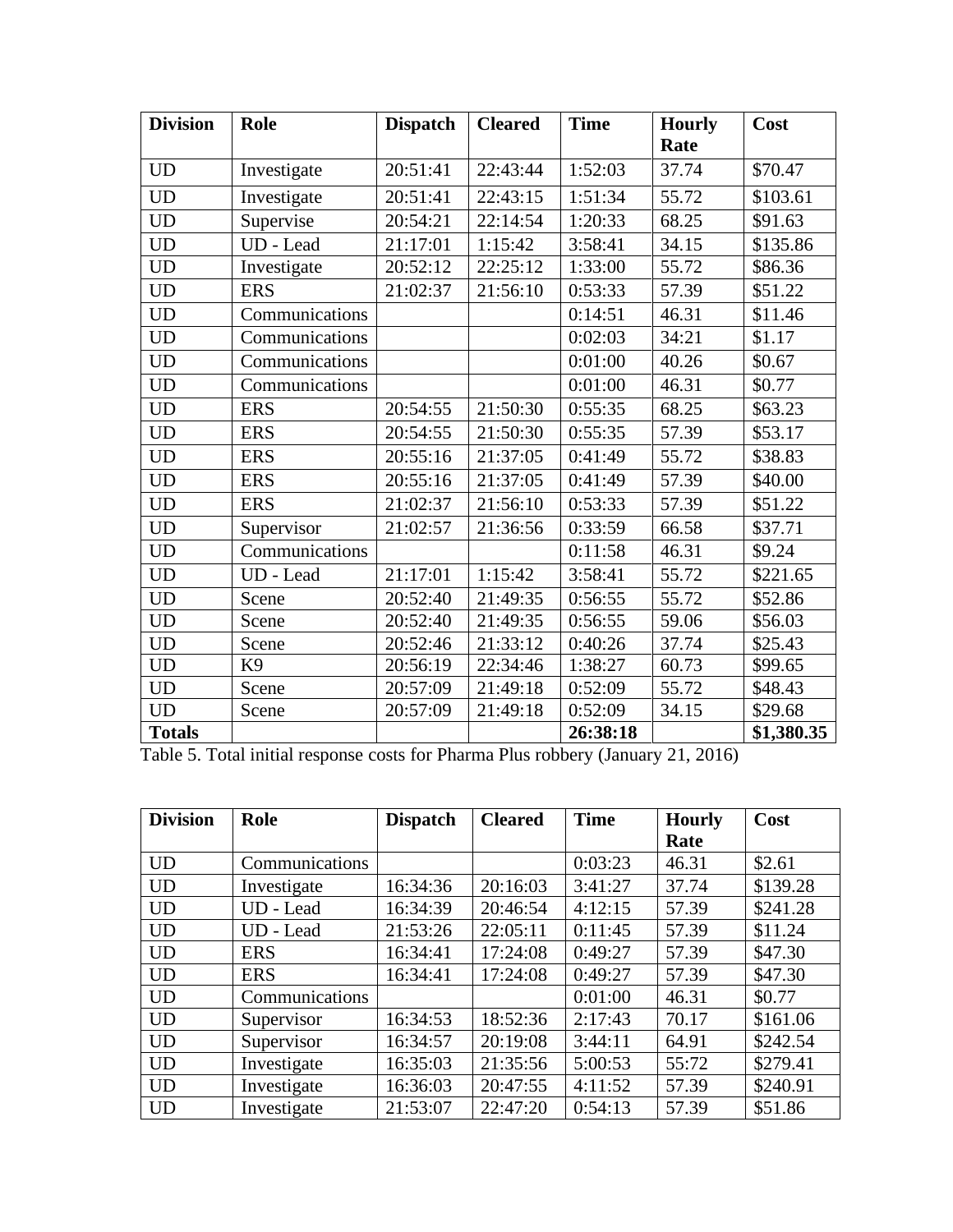| Division | Role | Dispatch | Cleared | Time | Hourly Rate | Cost |
|---|---|---|---|---|---|---|
| UD | Investigate | 20:51:41 | 22:43:44 | 1:52:03 | 37.74 | $70.47 |
| UD | Investigate | 20:51:41 | 22:43:15 | 1:51:34 | 55.72 | $103.61 |
| UD | Supervise | 20:54:21 | 22:14:54 | 1:20:33 | 68.25 | $91.63 |
| UD | UD - Lead | 21:17:01 | 1:15:42 | 3:58:41 | 34.15 | $135.86 |
| UD | Investigate | 20:52:12 | 22:25:12 | 1:33:00 | 55.72 | $86.36 |
| UD | ERS | 21:02:37 | 21:56:10 | 0:53:33 | 57.39 | $51.22 |
| UD | Communications | | | 0:14:51 | 46.31 | $11.46 |
| UD | Communications | | | 0:02:03 | 34:21 | $1.17 |
| UD | Communications | | | 0:01:00 | 40.26 | $0.67 |
| UD | Communications | | | 0:01:00 | 46.31 | $0.77 |
| UD | ERS | 20:54:55 | 21:50:30 | 0:55:35 | 68.25 | $63.23 |
| UD | ERS | 20:54:55 | 21:50:30 | 0:55:35 | 57.39 | $53.17 |
| UD | ERS | 20:55:16 | 21:37:05 | 0:41:49 | 55.72 | $38.83 |
| UD | ERS | 20:55:16 | 21:37:05 | 0:41:49 | 57.39 | $40.00 |
| UD | ERS | 21:02:37 | 21:56:10 | 0:53:33 | 57.39 | $51.22 |
| UD | Supervisor | 21:02:57 | 21:36:56 | 0:33:59 | 66.58 | $37.71 |
| UD | Communications | | | 0:11:58 | 46.31 | $9.24 |
| UD | UD - Lead | 21:17:01 | 1:15:42 | 3:58:41 | 55.72 | $221.65 |
| UD | Scene | 20:52:40 | 21:49:35 | 0:56:55 | 55.72 | $52.86 |
| UD | Scene | 20:52:40 | 21:49:35 | 0:56:55 | 59.06 | $56.03 |
| UD | Scene | 20:52:46 | 21:33:12 | 0:40:26 | 37.74 | $25.43 |
| UD | K9 | 20:56:19 | 22:34:46 | 1:38:27 | 60.73 | $99.65 |
| UD | Scene | 20:57:09 | 21:49:18 | 0:52:09 | 55.72 | $48.43 |
| UD | Scene | 20:57:09 | 21:49:18 | 0:52:09 | 34.15 | $29.68 |
| **Totals** | | | | **26:38:18** | | **$1,380.35** |

Table 5. Total initial response costs for Pharma Plus robbery (January 21, 2016)

| Division | Role | Dispatch | Cleared | Time | Hourly Rate | Cost |
|---|---|---|---|---|---|---|
| UD | Communications | | | 0:03:23 | 46.31 | $2.61 |
| UD | Investigate | 16:34:36 | 20:16:03 | 3:41:27 | 37.74 | $139.28 |
| UD | UD - Lead | 16:34:39 | 20:46:54 | 4:12:15 | 57.39 | $241.28 |
| UD | UD - Lead | 21:53:26 | 22:05:11 | 0:11:45 | 57.39 | $11.24 |
| UD | ERS | 16:34:41 | 17:24:08 | 0:49:27 | 57.39 | $47.30 |
| UD | ERS | 16:34:41 | 17:24:08 | 0:49:27 | 57.39 | $47.30 |
| UD | Communications | | | 0:01:00 | 46.31 | $0.77 |
| UD | Supervisor | 16:34:53 | 18:52:36 | 2:17:43 | 70.17 | $161.06 |
| UD | Supervisor | 16:34:57 | 20:19:08 | 3:44:11 | 64.91 | $242.54 |
| UD | Investigate | 16:35:03 | 21:35:56 | 5:00:53 | 55:72 | $279.41 |
| UD | Investigate | 16:36:03 | 20:47:55 | 4:11:52 | 57.39 | $240.91 |
| UD | Investigate | 21:53:07 | 22:47:20 | 0:54:13 | 57.39 | $51.86 |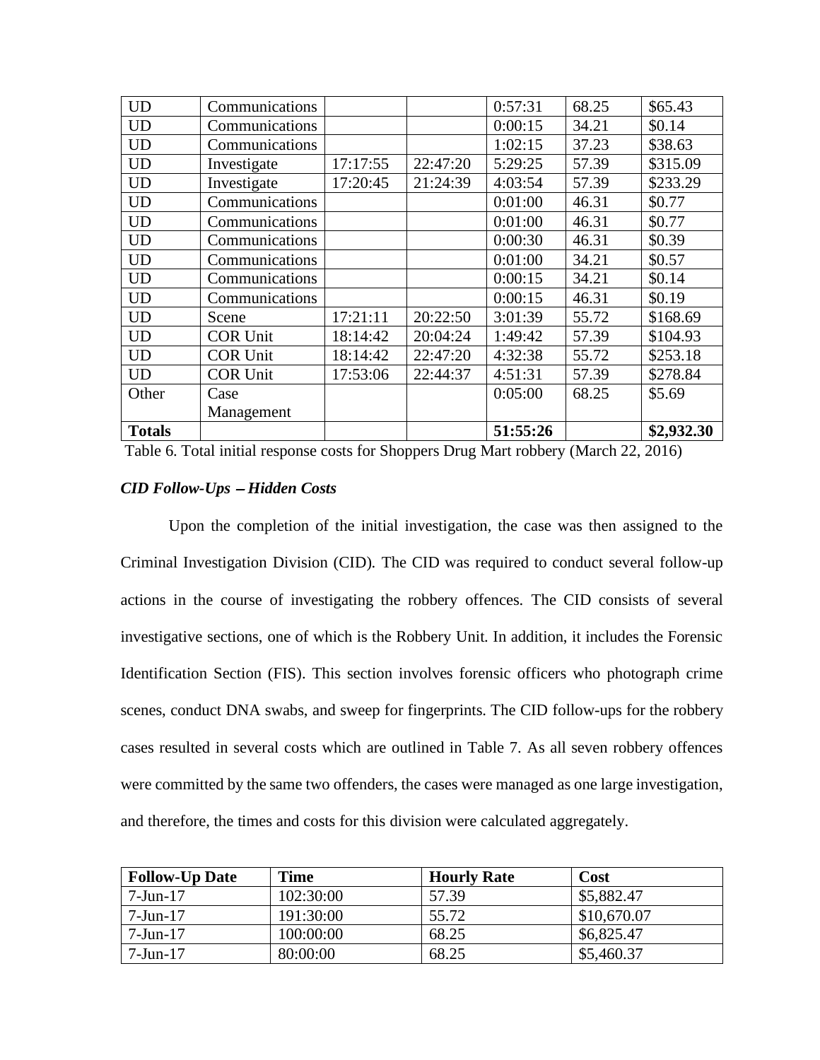| UD | Communications | | | 0:57:31 | 68.25 | $65.43 |
|---|---|---|---|---|---|---|
| UD | Communications | | | 0:00:15 | 34.21 | $0.14 |
| UD | Communications | | | 1:02:15 | 37.23 | $38.63 |
| UD | Investigate | 17:17:55 | 22:47:20 | 5:29:25 | 57.39 | $315.09 |
| UD | Investigate | 17:20:45 | 21:24:39 | 4:03:54 | 57.39 | $233.29 |
| UD | Communications | | | 0:01:00 | 46.31 | $0.77 |
| UD | Communications | | | 0:01:00 | 46.31 | $0.77 |
| UD | Communications | | | 0:00:30 | 46.31 | $0.39 |
| UD | Communications | | | 0:01:00 | 34.21 | $0.57 |
| UD | Communications | | | 0:00:15 | 34.21 | $0.14 |
| UD | Communications | | | 0:00:15 | 46.31 | $0.19 |
| UD | Scene | 17:21:11 | 20:22:50 | 3:01:39 | 55.72 | $168.69 |
| UD | COR Unit | 18:14:42 | 20:04:24 | 1:49:42 | 57.39 | $104.93 |
| UD | COR Unit | 18:14:42 | 22:47:20 | 4:32:38 | 55.72 | $253.18 |
| UD | COR Unit | 17:53:06 | 22:44:37 | 4:51:31 | 57.39 | $278.84 |
| Other | Case Management | | | 0:05:00 | 68.25 | $5.69 |
| **Totals** | | | | **51:55:26** | | **$2,932.30** |

Table 6. Total initial response costs for Shoppers Drug Mart robbery (March 22, 2016)

### *CID Follow-Ups – Hidden Costs*

Upon the completion of the initial investigation, the case was then assigned to the Criminal Investigation Division (CID). The CID was required to conduct several follow-up actions in the course of investigating the robbery offences. The CID consists of several investigative sections, one of which is the Robbery Unit. In addition, it includes the Forensic Identification Section (FIS). This section involves forensic officers who photograph crime scenes, conduct DNA swabs, and sweep for fingerprints. The CID follow-ups for the robbery cases resulted in several costs which are outlined in Table 7. As all seven robbery offences were committed by the same two offenders, the cases were managed as one large investigation, and therefore, the times and costs for this division were calculated aggregately.

| Follow-Up Date | Time | Hourly Rate | Cost |
|---|---|---|---|
| 7-Jun-17 | 102:30:00 | 57.39 | $5,882.47 |
| 7-Jun-17 | 191:30:00 | 55.72 | $10,670.07 |
| 7-Jun-17 | 100:00:00 | 68.25 | $6,825.47 |
| 7-Jun-17 | 80:00:00 | 68.25 | $5,460.37 |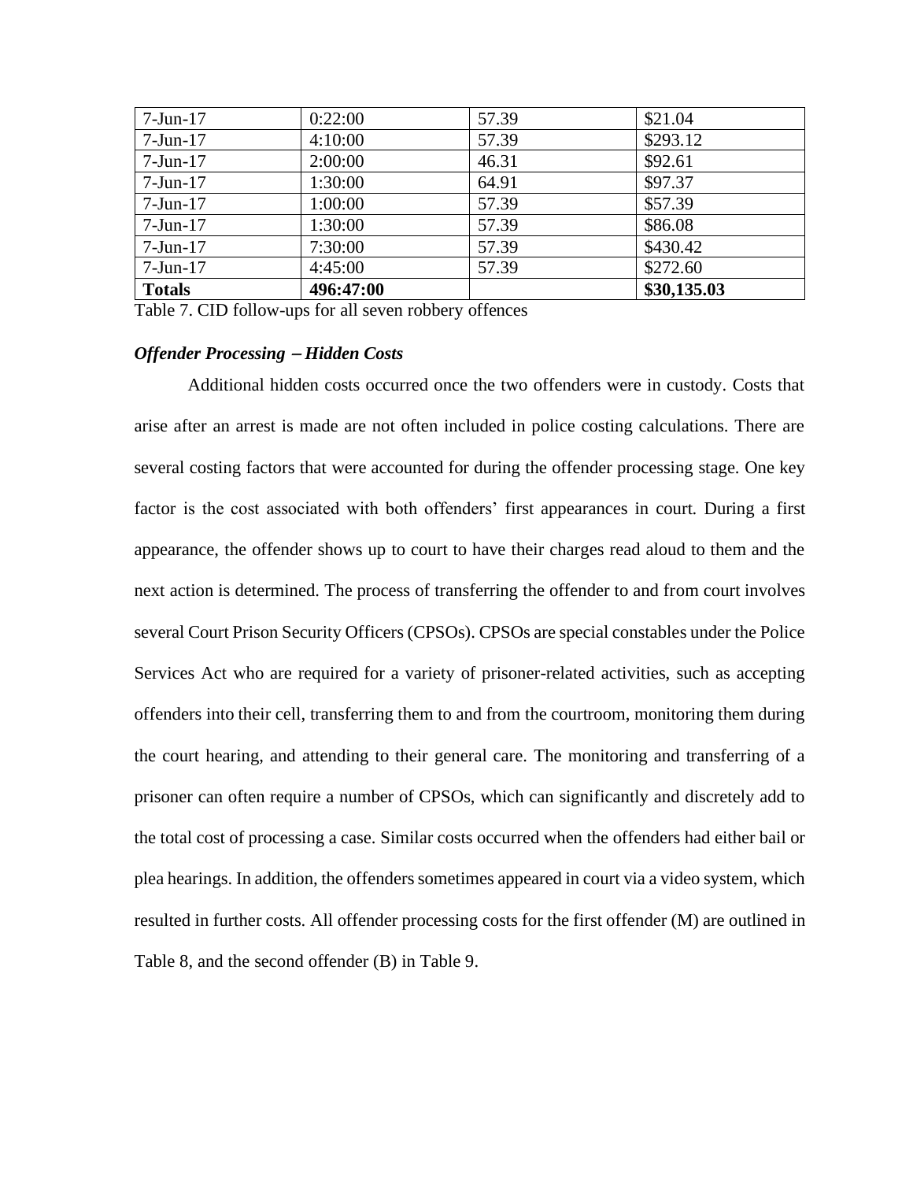| | | | |
|---|---|---|---|
| 7-Jun-17 | 0:22:00 | 57.39 | $21.04 |
| 7-Jun-17 | 4:10:00 | 57.39 | $293.12 |
| 7-Jun-17 | 2:00:00 | 46.31 | $92.61 |
| 7-Jun-17 | 1:30:00 | 64.91 | $97.37 |
| 7-Jun-17 | 1:00:00 | 57.39 | $57.39 |
| 7-Jun-17 | 1:30:00 | 57.39 | $86.08 |
| 7-Jun-17 | 7:30:00 | 57.39 | $430.42 |
| 7-Jun-17 | 4:45:00 | 57.39 | $272.60 |
| **Totals** | **496:47:00** | | **$30,135.03** |

Table 7. CID follow-ups for all seven robbery offences

### *Offender Processing – Hidden Costs*

Additional hidden costs occurred once the two offenders were in custody. Costs that arise after an arrest is made are not often included in police costing calculations. There are several costing factors that were accounted for during the offender processing stage. One key factor is the cost associated with both offenders' first appearances in court. During a first appearance, the offender shows up to court to have their charges read aloud to them and the next action is determined. The process of transferring the offender to and from court involves several Court Prison Security Officers (CPSOs). CPSOs are special constables under the Police Services Act who are required for a variety of prisoner-related activities, such as accepting offenders into their cell, transferring them to and from the courtroom, monitoring them during the court hearing, and attending to their general care. The monitoring and transferring of a prisoner can often require a number of CPSOs, which can significantly and discretely add to the total cost of processing a case. Similar costs occurred when the offenders had either bail or plea hearings. In addition, the offenders sometimes appeared in court via a video system, which resulted in further costs. All offender processing costs for the first offender (M) are outlined in Table 8, and the second offender (B) in Table 9.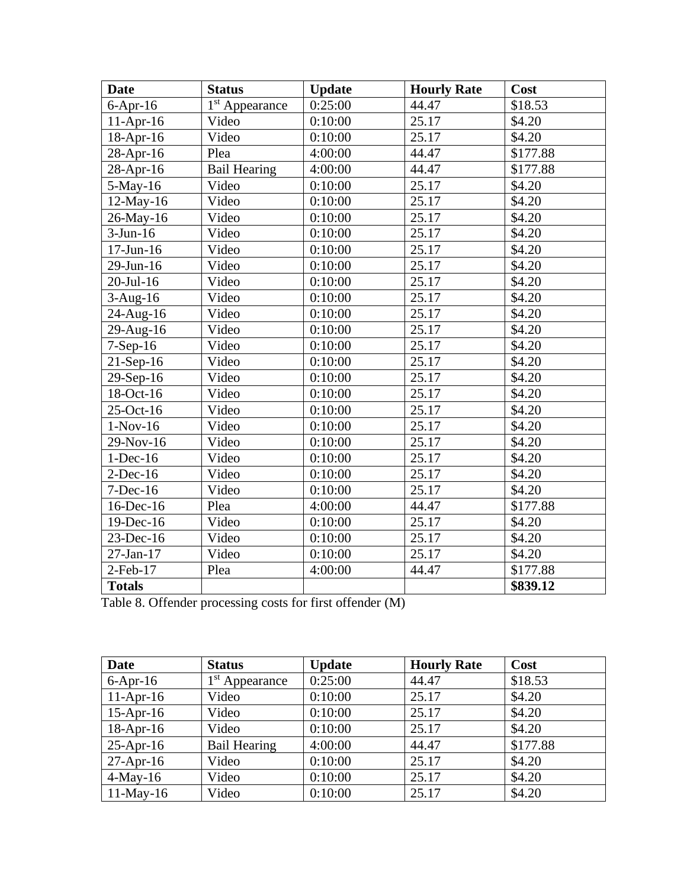| Date | Status | Update | Hourly Rate | Cost |
|---|---|---|---|---|
| 6-Apr-16 | 1st Appearance | 0:25:00 | 44.47 | $18.53 |
| 11-Apr-16 | Video | 0:10:00 | 25.17 | $4.20 |
| 18-Apr-16 | Video | 0:10:00 | 25.17 | $4.20 |
| 28-Apr-16 | Plea | 4:00:00 | 44.47 | $177.88 |
| 28-Apr-16 | Bail Hearing | 4:00:00 | 44.47 | $177.88 |
| 5-May-16 | Video | 0:10:00 | 25.17 | $4.20 |
| 12-May-16 | Video | 0:10:00 | 25.17 | $4.20 |
| 26-May-16 | Video | 0:10:00 | 25.17 | $4.20 |
| 3-Jun-16 | Video | 0:10:00 | 25.17 | $4.20 |
| 17-Jun-16 | Video | 0:10:00 | 25.17 | $4.20 |
| 29-Jun-16 | Video | 0:10:00 | 25.17 | $4.20 |
| 20-Jul-16 | Video | 0:10:00 | 25.17 | $4.20 |
| 3-Aug-16 | Video | 0:10:00 | 25.17 | $4.20 |
| 24-Aug-16 | Video | 0:10:00 | 25.17 | $4.20 |
| 29-Aug-16 | Video | 0:10:00 | 25.17 | $4.20 |
| 7-Sep-16 | Video | 0:10:00 | 25.17 | $4.20 |
| 21-Sep-16 | Video | 0:10:00 | 25.17 | $4.20 |
| 29-Sep-16 | Video | 0:10:00 | 25.17 | $4.20 |
| 18-Oct-16 | Video | 0:10:00 | 25.17 | $4.20 |
| 25-Oct-16 | Video | 0:10:00 | 25.17 | $4.20 |
| 1-Nov-16 | Video | 0:10:00 | 25.17 | $4.20 |
| 29-Nov-16 | Video | 0:10:00 | 25.17 | $4.20 |
| 1-Dec-16 | Video | 0:10:00 | 25.17 | $4.20 |
| 2-Dec-16 | Video | 0:10:00 | 25.17 | $4.20 |
| 7-Dec-16 | Video | 0:10:00 | 25.17 | $4.20 |
| 16-Dec-16 | Plea | 4:00:00 | 44.47 | $177.88 |
| 19-Dec-16 | Video | 0:10:00 | 25.17 | $4.20 |
| 23-Dec-16 | Video | 0:10:00 | 25.17 | $4.20 |
| 27-Jan-17 | Video | 0:10:00 | 25.17 | $4.20 |
| 2-Feb-17 | Plea | 4:00:00 | 44.47 | $177.88 |
| **Totals** | | | | **$839.12** |

Table 8. Offender processing costs for first offender (M)

| Date | Status | Update | Hourly Rate | Cost |
|---|---|---|---|---|
| 6-Apr-16 | 1st Appearance | 0:25:00 | 44.47 | $18.53 |
| 11-Apr-16 | Video | 0:10:00 | 25.17 | $4.20 |
| 15-Apr-16 | Video | 0:10:00 | 25.17 | $4.20 |
| 18-Apr-16 | Video | 0:10:00 | 25.17 | $4.20 |
| 25-Apr-16 | Bail Hearing | 4:00:00 | 44.47 | $177.88 |
| 27-Apr-16 | Video | 0:10:00 | 25.17 | $4.20 |
| 4-May-16 | Video | 0:10:00 | 25.17 | $4.20 |
| 11-May-16 | Video | 0:10:00 | 25.17 | $4.20 |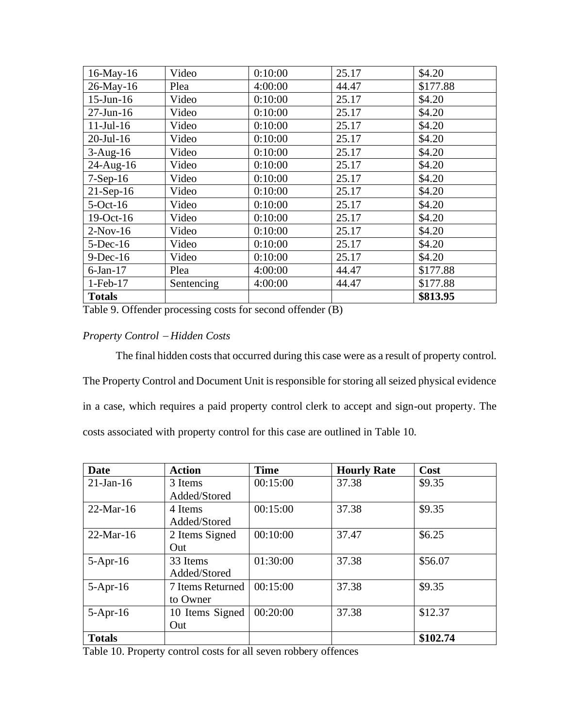| 16-May-16 | Video | 0:10:00 | 25.17 | $4.20 |
|---|---|---|---|---|
| 26-May-16 | Plea | 4:00:00 | 44.47 | $177.88 |
| 15-Jun-16 | Video | 0:10:00 | 25.17 | $4.20 |
| 27-Jun-16 | Video | 0:10:00 | 25.17 | $4.20 |
| 11-Jul-16 | Video | 0:10:00 | 25.17 | $4.20 |
| 20-Jul-16 | Video | 0:10:00 | 25.17 | $4.20 |
| 3-Aug-16 | Video | 0:10:00 | 25.17 | $4.20 |
| 24-Aug-16 | Video | 0:10:00 | 25.17 | $4.20 |
| 7-Sep-16 | Video | 0:10:00 | 25.17 | $4.20 |
| 21-Sep-16 | Video | 0:10:00 | 25.17 | $4.20 |
| 5-Oct-16 | Video | 0:10:00 | 25.17 | $4.20 |
| 19-Oct-16 | Video | 0:10:00 | 25.17 | $4.20 |
| 2-Nov-16 | Video | 0:10:00 | 25.17 | $4.20 |
| 5-Dec-16 | Video | 0:10:00 | 25.17 | $4.20 |
| 9-Dec-16 | Video | 0:10:00 | 25.17 | $4.20 |
| 6-Jan-17 | Plea | 4:00:00 | 44.47 | $177.88 |
| 1-Feb-17 | Sentencing | 4:00:00 | 44.47 | $177.88 |
| **Totals** | | | | **$813.95** |

Table 9. Offender processing costs for second offender (B)

*Property Control – Hidden Costs*

The final hidden costs that occurred during this case were as a result of property control. The Property Control and Document Unit is responsible for storing all seized physical evidence in a case, which requires a paid property control clerk to accept and sign-out property. The costs associated with property control for this case are outlined in Table 10.

| **Date** | **Action** | **Time** | **Hourly Rate** | **Cost** |
|---|---|---|---|---|
| 21-Jan-16 | 3 Items Added/Stored | 00:15:00 | 37.38 | $9.35 |
| 22-Mar-16 | 4 Items Added/Stored | 00:15:00 | 37.38 | $9.35 |
| 22-Mar-16 | 2 Items Signed Out | 00:10:00 | 37.47 | $6.25 |
| 5-Apr-16 | 33 Items Added/Stored | 01:30:00 | 37.38 | $56.07 |
| 5-Apr-16 | 7 Items Returned to Owner | 00:15:00 | 37.38 | $9.35 |
| 5-Apr-16 | 10 Items Signed Out | 00:20:00 | 37.38 | $12.37 |
| **Totals** | | | | **$102.74** |

Table 10. Property control costs for all seven robbery offences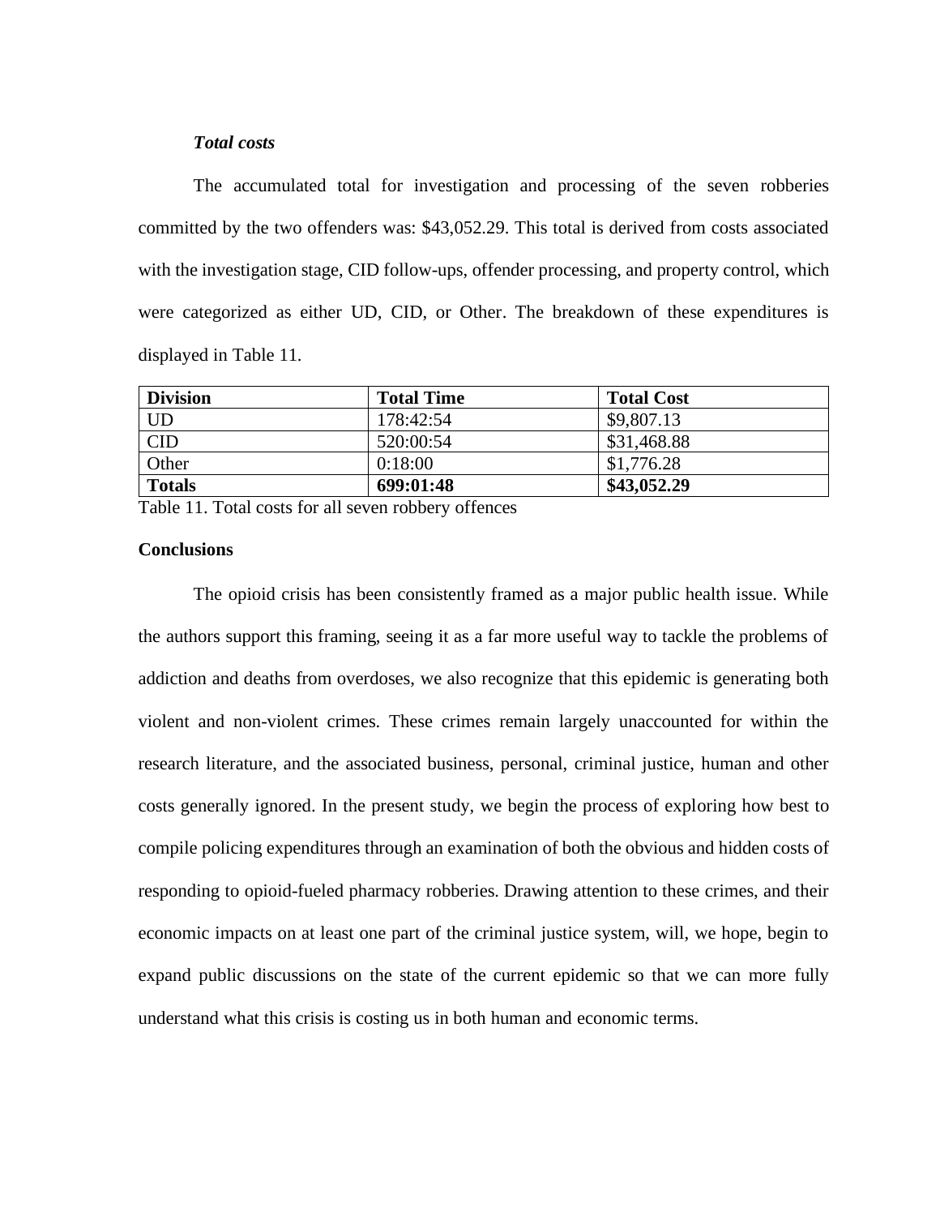### *Total costs*

The accumulated total for investigation and processing of the seven robberies committed by the two offenders was: $43,052.29. This total is derived from costs associated with the investigation stage, CID follow-ups, offender processing, and property control, which were categorized as either UD, CID, or Other. The breakdown of these expenditures is displayed in Table 11.

| **Division** | **Total Time** | **Total Cost** |
|---|---|---|
| UD | 178:42:54 | $9,807.13 |
| CID | 520:00:54 | $31,468.88 |
| Other | 0:18:00 | $1,776.28 |
| **Totals** | **699:01:48** | **$43,052.29** |

Table 11. Total costs for all seven robbery offences

## Conclusions

The opioid crisis has been consistently framed as a major public health issue. While the authors support this framing, seeing it as a far more useful way to tackle the problems of addiction and deaths from overdoses, we also recognize that this epidemic is generating both violent and non-violent crimes. These crimes remain largely unaccounted for within the research literature, and the associated business, personal, criminal justice, human and other costs generally ignored. In the present study, we begin the process of exploring how best to compile policing expenditures through an examination of both the obvious and hidden costs of responding to opioid-fueled pharmacy robberies. Drawing attention to these crimes, and their economic impacts on at least one part of the criminal justice system, will, we hope, begin to expand public discussions on the state of the current epidemic so that we can more fully understand what this crisis is costing us in both human and economic terms.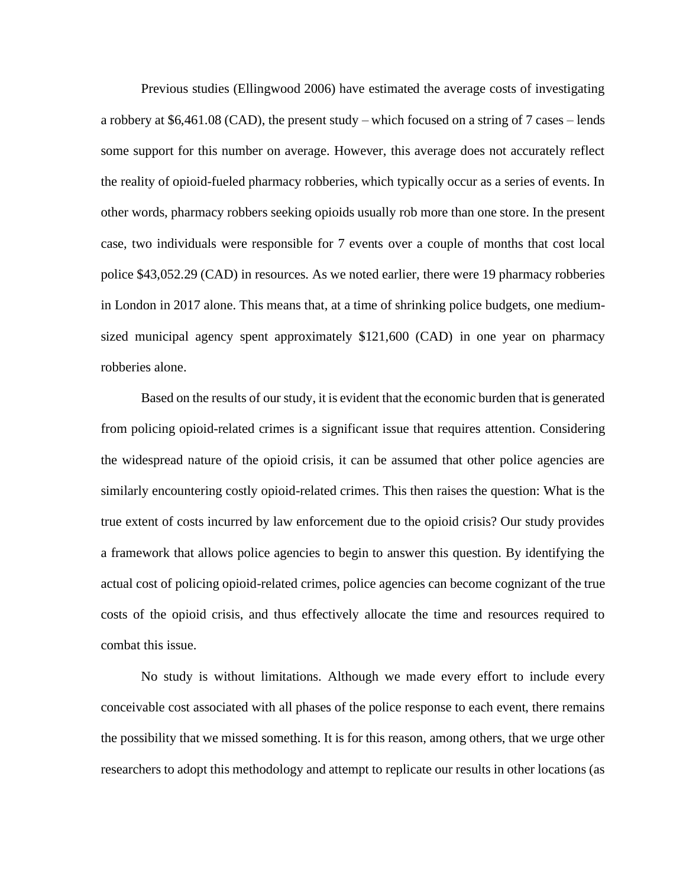Previous studies (Ellingwood 2006) have estimated the average costs of investigating a robbery at $6,461.08 (CAD), the present study – which focused on a string of 7 cases – lends some support for this number on average. However, this average does not accurately reflect the reality of opioid-fueled pharmacy robberies, which typically occur as a series of events. In other words, pharmacy robbers seeking opioids usually rob more than one store. In the present case, two individuals were responsible for 7 events over a couple of months that cost local police $43,052.29 (CAD) in resources. As we noted earlier, there were 19 pharmacy robberies in London in 2017 alone. This means that, at a time of shrinking police budgets, one medium-sized municipal agency spent approximately $121,600 (CAD) in one year on pharmacy robberies alone.

Based on the results of our study, it is evident that the economic burden that is generated from policing opioid-related crimes is a significant issue that requires attention. Considering the widespread nature of the opioid crisis, it can be assumed that other police agencies are similarly encountering costly opioid-related crimes. This then raises the question: What is the true extent of costs incurred by law enforcement due to the opioid crisis? Our study provides a framework that allows police agencies to begin to answer this question. By identifying the actual cost of policing opioid-related crimes, police agencies can become cognizant of the true costs of the opioid crisis, and thus effectively allocate the time and resources required to combat this issue.

No study is without limitations. Although we made every effort to include every conceivable cost associated with all phases of the police response to each event, there remains the possibility that we missed something. It is for this reason, among others, that we urge other researchers to adopt this methodology and attempt to replicate our results in other locations (as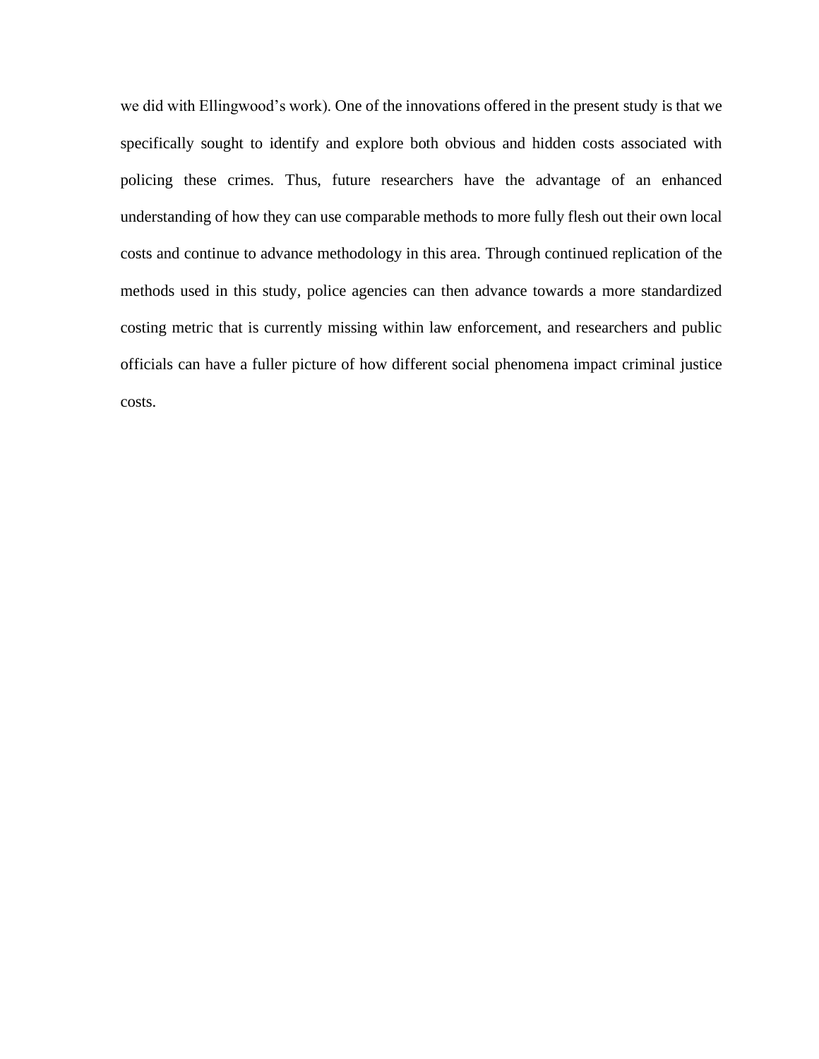we did with Ellingwood's work). One of the innovations offered in the present study is that we specifically sought to identify and explore both obvious and hidden costs associated with policing these crimes. Thus, future researchers have the advantage of an enhanced understanding of how they can use comparable methods to more fully flesh out their own local costs and continue to advance methodology in this area. Through continued replication of the methods used in this study, police agencies can then advance towards a more standardized costing metric that is currently missing within law enforcement, and researchers and public officials can have a fuller picture of how different social phenomena impact criminal justice costs.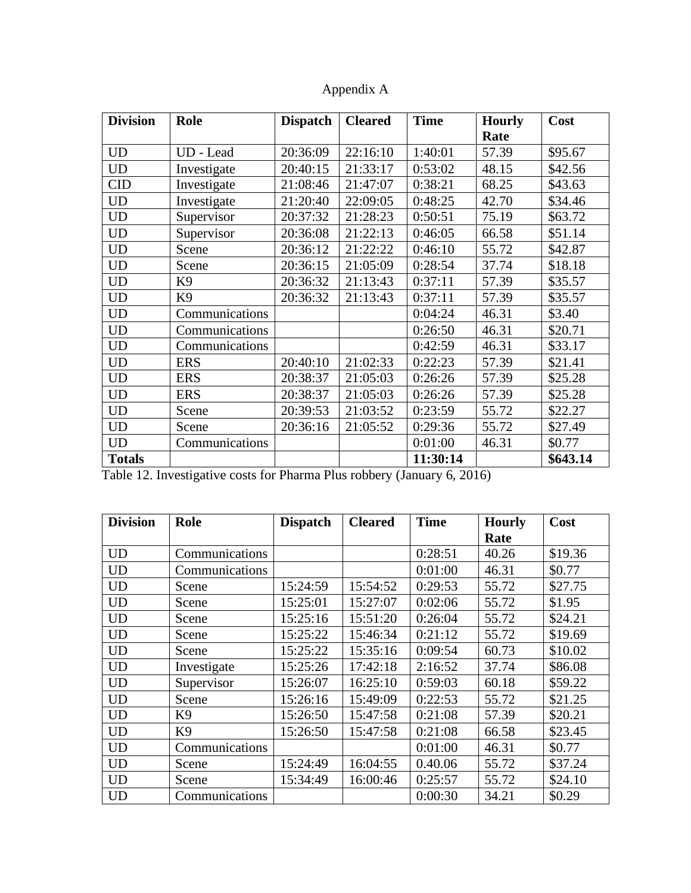Appendix A

| Division | Role | Dispatch | Cleared | Time | Hourly Rate | Cost |
|---|---|---|---|---|---|---|
| UD | UD - Lead | 20:36:09 | 22:16:10 | 1:40:01 | 57.39 | $95.67 |
| UD | Investigate | 20:40:15 | 21:33:17 | 0:53:02 | 48.15 | $42.56 |
| CID | Investigate | 21:08:46 | 21:47:07 | 0:38:21 | 68.25 | $43.63 |
| UD | Investigate | 21:20:40 | 22:09:05 | 0:48:25 | 42.70 | $34.46 |
| UD | Supervisor | 20:37:32 | 21:28:23 | 0:50:51 | 75.19 | $63.72 |
| UD | Supervisor | 20:36:08 | 21:22:13 | 0:46:05 | 66.58 | $51.14 |
| UD | Scene | 20:36:12 | 21:22:22 | 0:46:10 | 55.72 | $42.87 |
| UD | Scene | 20:36:15 | 21:05:09 | 0:28:54 | 37.74 | $18.18 |
| UD | K9 | 20:36:32 | 21:13:43 | 0:37:11 | 57.39 | $35.57 |
| UD | K9 | 20:36:32 | 21:13:43 | 0:37:11 | 57.39 | $35.57 |
| UD | Communications | | | 0:04:24 | 46.31 | $3.40 |
| UD | Communications | | | 0:26:50 | 46.31 | $20.71 |
| UD | Communications | | | 0:42:59 | 46.31 | $33.17 |
| UD | ERS | 20:40:10 | 21:02:33 | 0:22:23 | 57.39 | $21.41 |
| UD | ERS | 20:38:37 | 21:05:03 | 0:26:26 | 57.39 | $25.28 |
| UD | ERS | 20:38:37 | 21:05:03 | 0:26:26 | 57.39 | $25.28 |
| UD | Scene | 20:39:53 | 21:03:52 | 0:23:59 | 55.72 | $22.27 |
| UD | Scene | 20:36:16 | 21:05:52 | 0:29:36 | 55.72 | $27.49 |
| UD | Communications | | | 0:01:00 | 46.31 | $0.77 |
| **Totals** | | | | **11:30:14** | | **$643.14** |

Table 12. Investigative costs for Pharma Plus robbery (January 6, 2016)

| Division | Role | Dispatch | Cleared | Time | Hourly Rate | Cost |
|---|---|---|---|---|---|---|
| UD | Communications | | | 0:28:51 | 40.26 | $19.36 |
| UD | Communications | | | 0:01:00 | 46.31 | $0.77 |
| UD | Scene | 15:24:59 | 15:54:52 | 0:29:53 | 55.72 | $27.75 |
| UD | Scene | 15:25:01 | 15:27:07 | 0:02:06 | 55.72 | $1.95 |
| UD | Scene | 15:25:16 | 15:51:20 | 0:26:04 | 55.72 | $24.21 |
| UD | Scene | 15:25:22 | 15:46:34 | 0:21:12 | 55.72 | $19.69 |
| UD | Scene | 15:25:22 | 15:35:16 | 0:09:54 | 60.73 | $10.02 |
| UD | Investigate | 15:25:26 | 17:42:18 | 2:16:52 | 37.74 | $86.08 |
| UD | Supervisor | 15:26:07 | 16:25:10 | 0:59:03 | 60.18 | $59.22 |
| UD | Scene | 15:26:16 | 15:49:09 | 0:22:53 | 55.72 | $21.25 |
| UD | K9 | 15:26:50 | 15:47:58 | 0:21:08 | 57.39 | $20.21 |
| UD | K9 | 15:26:50 | 15:47:58 | 0:21:08 | 66.58 | $23.45 |
| UD | Communications | | | 0:01:00 | 46.31 | $0.77 |
| UD | Scene | 15:24:49 | 16:04:55 | 0.40.06 | 55.72 | $37.24 |
| UD | Scene | 15:34:49 | 16:00:46 | 0:25:57 | 55.72 | $24.10 |
| UD | Communications | | | 0:00:30 | 34.21 | $0.29 |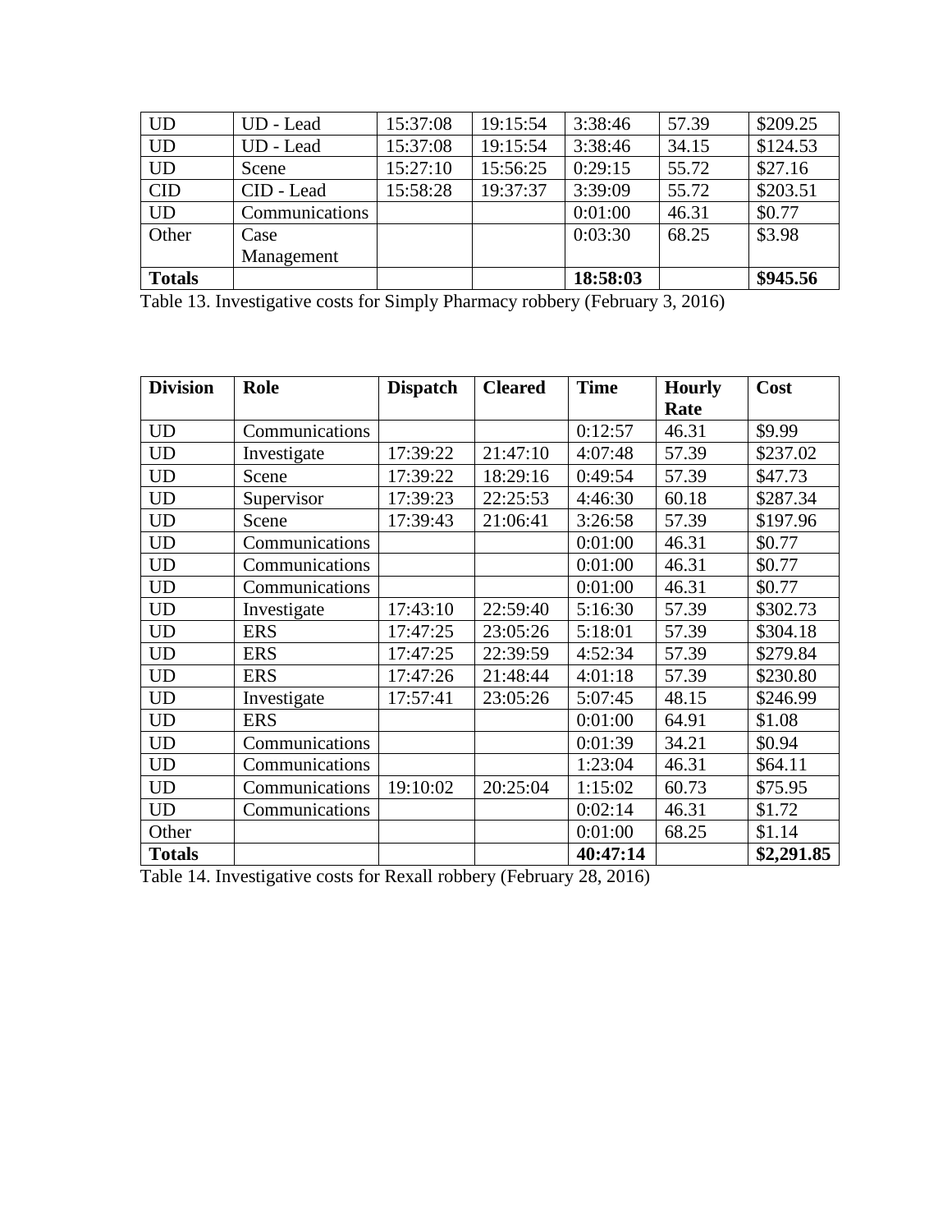| | | | | | | |
|---|---|---|---|---|---|---|
| UD | UD - Lead | 15:37:08 | 19:15:54 | 3:38:46 | 57.39 | $209.25 |
| UD | UD - Lead | 15:37:08 | 19:15:54 | 3:38:46 | 34.15 | $124.53 |
| UD | Scene | 15:27:10 | 15:56:25 | 0:29:15 | 55.72 | $27.16 |
| CID | CID - Lead | 15:58:28 | 19:37:37 | 3:39:09 | 55.72 | $203.51 |
| UD | Communications | | | 0:01:00 | 46.31 | $0.77 |
| Other | Case Management | | | 0:03:30 | 68.25 | $3.98 |
| **Totals** | | | | **18:58:03** | | **$945.56** |

Table 13. Investigative costs for Simply Pharmacy robbery (February 3, 2016)

| **Division** | **Role** | **Dispatch** | **Cleared** | **Time** | **Hourly Rate** | **Cost** |
|---|---|---|---|---|---|---|
| UD | Communications | | | 0:12:57 | 46.31 | $9.99 |
| UD | Investigate | 17:39:22 | 21:47:10 | 4:07:48 | 57.39 | $237.02 |
| UD | Scene | 17:39:22 | 18:29:16 | 0:49:54 | 57.39 | $47.73 |
| UD | Supervisor | 17:39:23 | 22:25:53 | 4:46:30 | 60.18 | $287.34 |
| UD | Scene | 17:39:43 | 21:06:41 | 3:26:58 | 57.39 | $197.96 |
| UD | Communications | | | 0:01:00 | 46.31 | $0.77 |
| UD | Communications | | | 0:01:00 | 46.31 | $0.77 |
| UD | Communications | | | 0:01:00 | 46.31 | $0.77 |
| UD | Investigate | 17:43:10 | 22:59:40 | 5:16:30 | 57.39 | $302.73 |
| UD | ERS | 17:47:25 | 23:05:26 | 5:18:01 | 57.39 | $304.18 |
| UD | ERS | 17:47:25 | 22:39:59 | 4:52:34 | 57.39 | $279.84 |
| UD | ERS | 17:47:26 | 21:48:44 | 4:01:18 | 57.39 | $230.80 |
| UD | Investigate | 17:57:41 | 23:05:26 | 5:07:45 | 48.15 | $246.99 |
| UD | ERS | | | 0:01:00 | 64.91 | $1.08 |
| UD | Communications | | | 0:01:39 | 34.21 | $0.94 |
| UD | Communications | | | 1:23:04 | 46.31 | $64.11 |
| UD | Communications | 19:10:02 | 20:25:04 | 1:15:02 | 60.73 | $75.95 |
| UD | Communications | | | 0:02:14 | 46.31 | $1.72 |
| Other | | | | 0:01:00 | 68.25 | $1.14 |
| **Totals** | | | | **40:47:14** | | **$2,291.85** |

Table 14. Investigative costs for Rexall robbery (February 28, 2016)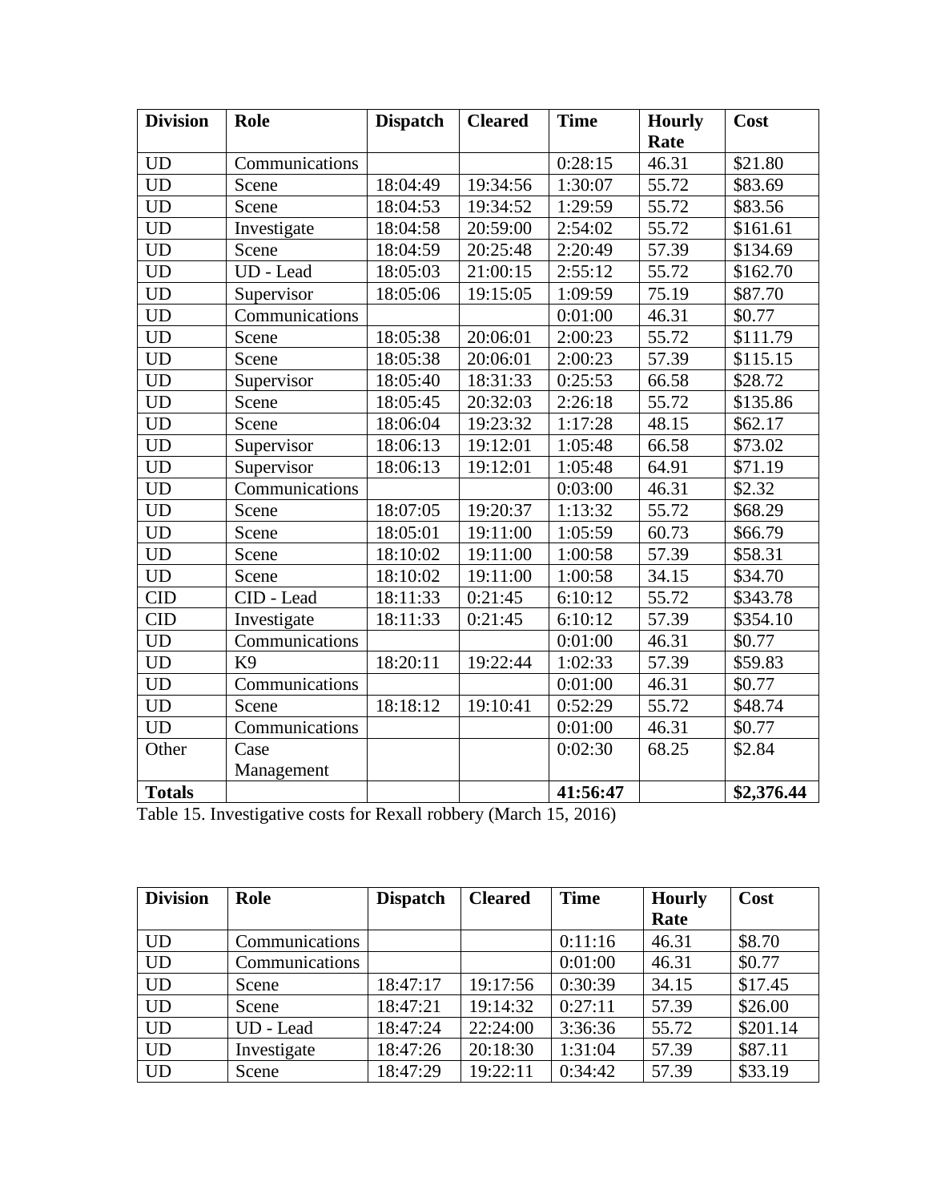| Division | Role | Dispatch | Cleared | Time | Hourly Rate | Cost |
|---|---|---|---|---|---|---|
| UD | Communications | | | 0:28:15 | 46.31 | $21.80 |
| UD | Scene | 18:04:49 | 19:34:56 | 1:30:07 | 55.72 | $83.69 |
| UD | Scene | 18:04:53 | 19:34:52 | 1:29:59 | 55.72 | $83.56 |
| UD | Investigate | 18:04:58 | 20:59:00 | 2:54:02 | 55.72 | $161.61 |
| UD | Scene | 18:04:59 | 20:25:48 | 2:20:49 | 57.39 | $134.69 |
| UD | UD - Lead | 18:05:03 | 21:00:15 | 2:55:12 | 55.72 | $162.70 |
| UD | Supervisor | 18:05:06 | 19:15:05 | 1:09:59 | 75.19 | $87.70 |
| UD | Communications | | | 0:01:00 | 46.31 | $0.77 |
| UD | Scene | 18:05:38 | 20:06:01 | 2:00:23 | 55.72 | $111.79 |
| UD | Scene | 18:05:38 | 20:06:01 | 2:00:23 | 57.39 | $115.15 |
| UD | Supervisor | 18:05:40 | 18:31:33 | 0:25:53 | 66.58 | $28.72 |
| UD | Scene | 18:05:45 | 20:32:03 | 2:26:18 | 55.72 | $135.86 |
| UD | Scene | 18:06:04 | 19:23:32 | 1:17:28 | 48.15 | $62.17 |
| UD | Supervisor | 18:06:13 | 19:12:01 | 1:05:48 | 66.58 | $73.02 |
| UD | Supervisor | 18:06:13 | 19:12:01 | 1:05:48 | 64.91 | $71.19 |
| UD | Communications | | | 0:03:00 | 46.31 | $2.32 |
| UD | Scene | 18:07:05 | 19:20:37 | 1:13:32 | 55.72 | $68.29 |
| UD | Scene | 18:05:01 | 19:11:00 | 1:05:59 | 60.73 | $66.79 |
| UD | Scene | 18:10:02 | 19:11:00 | 1:00:58 | 57.39 | $58.31 |
| UD | Scene | 18:10:02 | 19:11:00 | 1:00:58 | 34.15 | $34.70 |
| CID | CID - Lead | 18:11:33 | 0:21:45 | 6:10:12 | 55.72 | $343.78 |
| CID | Investigate | 18:11:33 | 0:21:45 | 6:10:12 | 57.39 | $354.10 |
| UD | Communications | | | 0:01:00 | 46.31 | $0.77 |
| UD | K9 | 18:20:11 | 19:22:44 | 1:02:33 | 57.39 | $59.83 |
| UD | Communications | | | 0:01:00 | 46.31 | $0.77 |
| UD | Scene | 18:18:12 | 19:10:41 | 0:52:29 | 55.72 | $48.74 |
| UD | Communications | | | 0:01:00 | 46.31 | $0.77 |
| Other | Case Management | | | 0:02:30 | 68.25 | $2.84 |
| **Totals** | | | | **41:56:47** | | **$2,376.44** |

Table 15. Investigative costs for Rexall robbery (March 15, 2016)

| Division | Role | Dispatch | Cleared | Time | Hourly Rate | Cost |
|---|---|---|---|---|---|---|
| UD | Communications | | | 0:11:16 | 46.31 | $8.70 |
| UD | Communications | | | 0:01:00 | 46.31 | $0.77 |
| UD | Scene | 18:47:17 | 19:17:56 | 0:30:39 | 34.15 | $17.45 |
| UD | Scene | 18:47:21 | 19:14:32 | 0:27:11 | 57.39 | $26.00 |
| UD | UD - Lead | 18:47:24 | 22:24:00 | 3:36:36 | 55.72 | $201.14 |
| UD | Investigate | 18:47:26 | 20:18:30 | 1:31:04 | 57.39 | $87.11 |
| UD | Scene | 18:47:29 | 19:22:11 | 0:34:42 | 57.39 | $33.19 |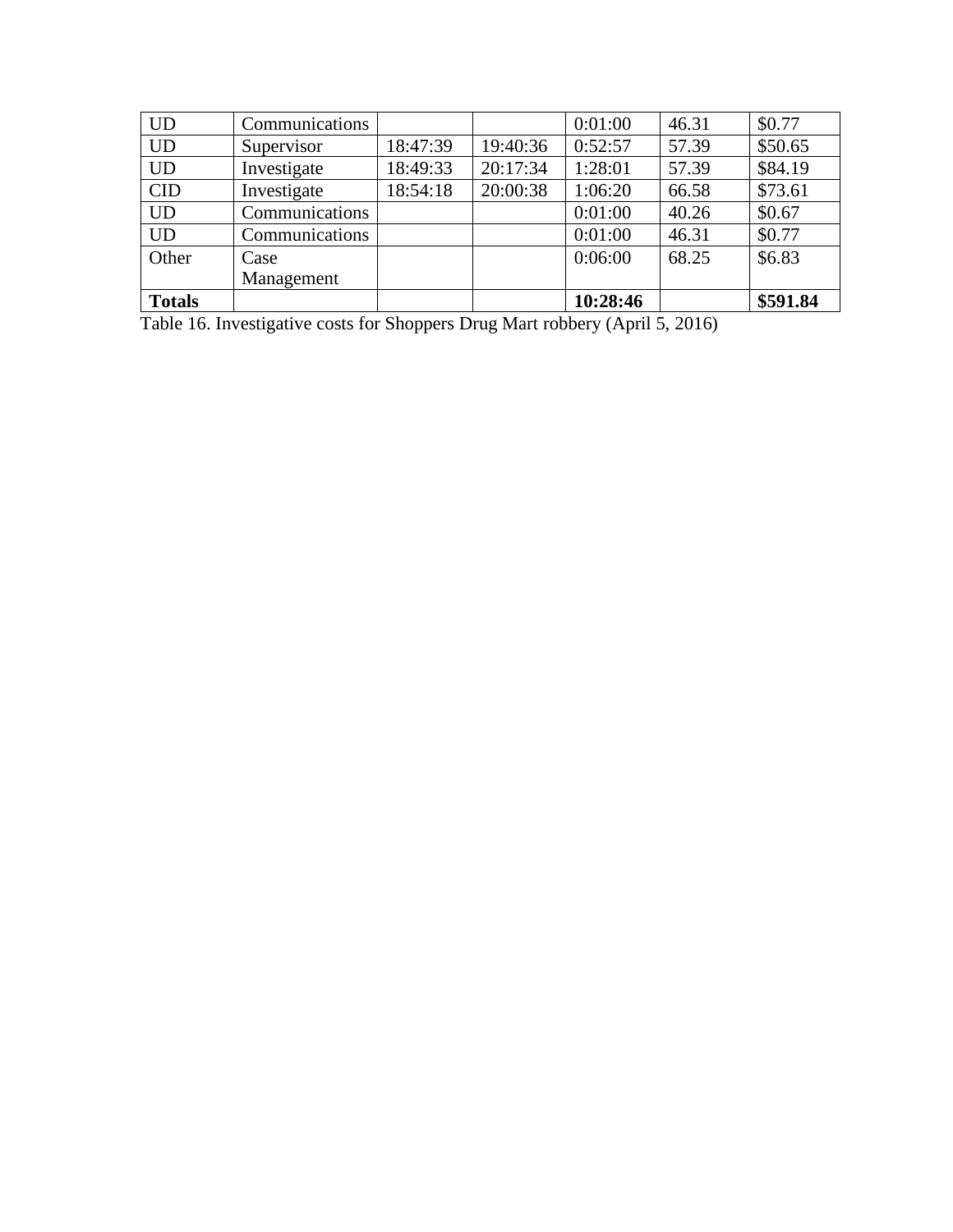| | | | | | | |
|---|---|---|---|---|---|---|
| UD | Communications | | | 0:01:00 | 46.31 | $0.77 |
| UD | Supervisor | 18:47:39 | 19:40:36 | 0:52:57 | 57.39 | $50.65 |
| UD | Investigate | 18:49:33 | 20:17:34 | 1:28:01 | 57.39 | $84.19 |
| CID | Investigate | 18:54:18 | 20:00:38 | 1:06:20 | 66.58 | $73.61 |
| UD | Communications | | | 0:01:00 | 40.26 | $0.67 |
| UD | Communications | | | 0:01:00 | 46.31 | $0.77 |
| Other | Case Management | | | 0:06:00 | 68.25 | $6.83 |
| **Totals** | | | | **10:28:46** | | **$591.84** |

Table 16. Investigative costs for Shoppers Drug Mart robbery (April 5, 2016)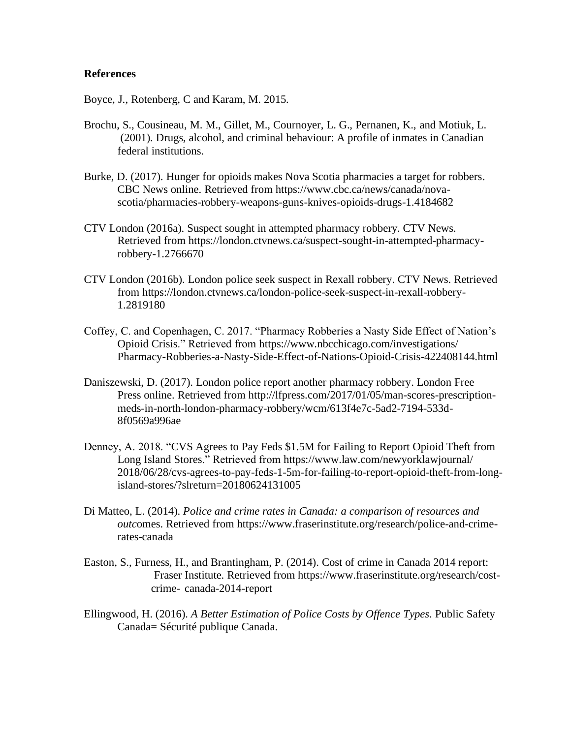**References**

Boyce, J., Rotenberg, C and Karam, M. 2015.

Brochu, S., Cousineau, M. M., Gillet, M., Cournoyer, L. G., Pernanen, K., and Motiuk, L. (2001). Drugs, alcohol, and criminal behaviour: A profile of inmates in Canadian federal institutions.

Burke, D. (2017). Hunger for opioids makes Nova Scotia pharmacies a target for robbers. CBC News online. Retrieved from https://www.cbc.ca/news/canada/nova-scotia/pharmacies-robbery-weapons-guns-knives-opioids-drugs-1.4184682

CTV London (2016a). Suspect sought in attempted pharmacy robbery. CTV News. Retrieved from https://london.ctvnews.ca/suspect-sought-in-attempted-pharmacy-robbery-1.2766670

CTV London (2016b). London police seek suspect in Rexall robbery. CTV News. Retrieved from https://london.ctvnews.ca/london-police-seek-suspect-in-rexall-robbery-1.2819180

Coffey, C. and Copenhagen, C. 2017. "Pharmacy Robberies a Nasty Side Effect of Nation's Opioid Crisis." Retrieved from https://www.nbcchicago.com/investigations/Pharmacy-Robberies-a-Nasty-Side-Effect-of-Nations-Opioid-Crisis-422408144.html

Daniszewski, D. (2017). London police report another pharmacy robbery. London Free Press online. Retrieved from http://lfpress.com/2017/01/05/man-scores-prescription-meds-in-north-london-pharmacy-robbery/wcm/613f4e7c-5ad2-7194-533d-8f0569a996ae

Denney, A. 2018. "CVS Agrees to Pay Feds $1.5M for Failing to Report Opioid Theft from Long Island Stores." Retrieved from https://www.law.com/newyorklawjournal/2018/06/28/cvs-agrees-to-pay-feds-1-5m-for-failing-to-report-opioid-theft-from-long-island-stores/?slreturn=20180624131005

Di Matteo, L. (2014). *Police and crime rates in Canada: a comparison of resources and outc*omes. Retrieved from https://www.fraserinstitute.org/research/police-and-crime-rates-canada

Easton, S., Furness, H., and Brantingham, P. (2014). Cost of crime in Canada 2014 report: Fraser Institute. Retrieved from https://www.fraserinstitute.org/research/cost-crime- canada-2014-report

Ellingwood, H. (2016). *A Better Estimation of Police Costs by Offence Types*. Public Safety Canada= Sécurité publique Canada.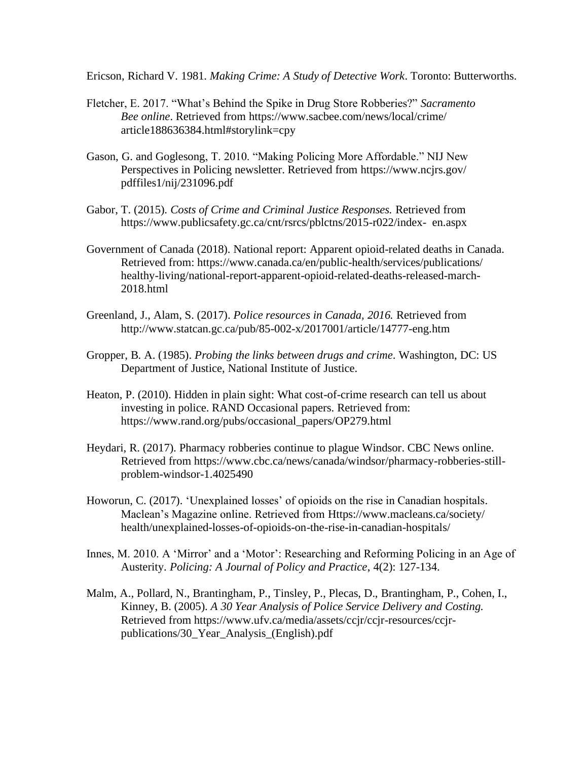Ericson, Richard V. 1981. *Making Crime: A Study of Detective Work*. Toronto: Butterworths.

Fletcher, E. 2017. "What's Behind the Spike in Drug Store Robberies?" *Sacramento Bee online*. Retrieved from https://www.sacbee.com/news/local/crime/article188636384.html#storylink=cpy

Gason, G. and Goglesong, T. 2010. "Making Policing More Affordable." NIJ New Perspectives in Policing newsletter. Retrieved from https://www.ncjrs.gov/pdffiles1/nij/231096.pdf

Gabor, T. (2015). *Costs of Crime and Criminal Justice Responses.* Retrieved from https://www.publicsafety.gc.ca/cnt/rsrcs/pblctns/2015-r022/index- en.aspx

Government of Canada (2018). National report: Apparent opioid-related deaths in Canada. Retrieved from: https://www.canada.ca/en/public-health/services/publications/healthy-living/national-report-apparent-opioid-related-deaths-released-march-2018.html

Greenland, J., Alam, S. (2017). *Police resources in Canada, 2016.* Retrieved from http://www.statcan.gc.ca/pub/85-002-x/2017001/article/14777-eng.htm

Gropper, B. A. (1985). *Probing the links between drugs and crime*. Washington, DC: US Department of Justice, National Institute of Justice.

Heaton, P. (2010). Hidden in plain sight: What cost-of-crime research can tell us about investing in police. RAND Occasional papers. Retrieved from: https://www.rand.org/pubs/occasional_papers/OP279.html

Heydari, R. (2017). Pharmacy robberies continue to plague Windsor. CBC News online. Retrieved from https://www.cbc.ca/news/canada/windsor/pharmacy-robberies-still-problem-windsor-1.4025490

Howorun, C. (2017). 'Unexplained losses' of opioids on the rise in Canadian hospitals. Maclean's Magazine online. Retrieved from Https://www.macleans.ca/society/health/unexplained-losses-of-opioids-on-the-rise-in-canadian-hospitals/

Innes, M. 2010. A 'Mirror' and a 'Motor': Researching and Reforming Policing in an Age of Austerity. *Policing: A Journal of Policy and Practice*, 4(2): 127-134.

Malm, A., Pollard, N., Brantingham, P., Tinsley, P., Plecas, D., Brantingham, P., Cohen, I., Kinney, B. (2005). *A 30 Year Analysis of Police Service Delivery and Costing.* Retrieved from https://www.ufv.ca/media/assets/ccjr/ccjr-resources/ccjr-publications/30_Year_Analysis_(English).pdf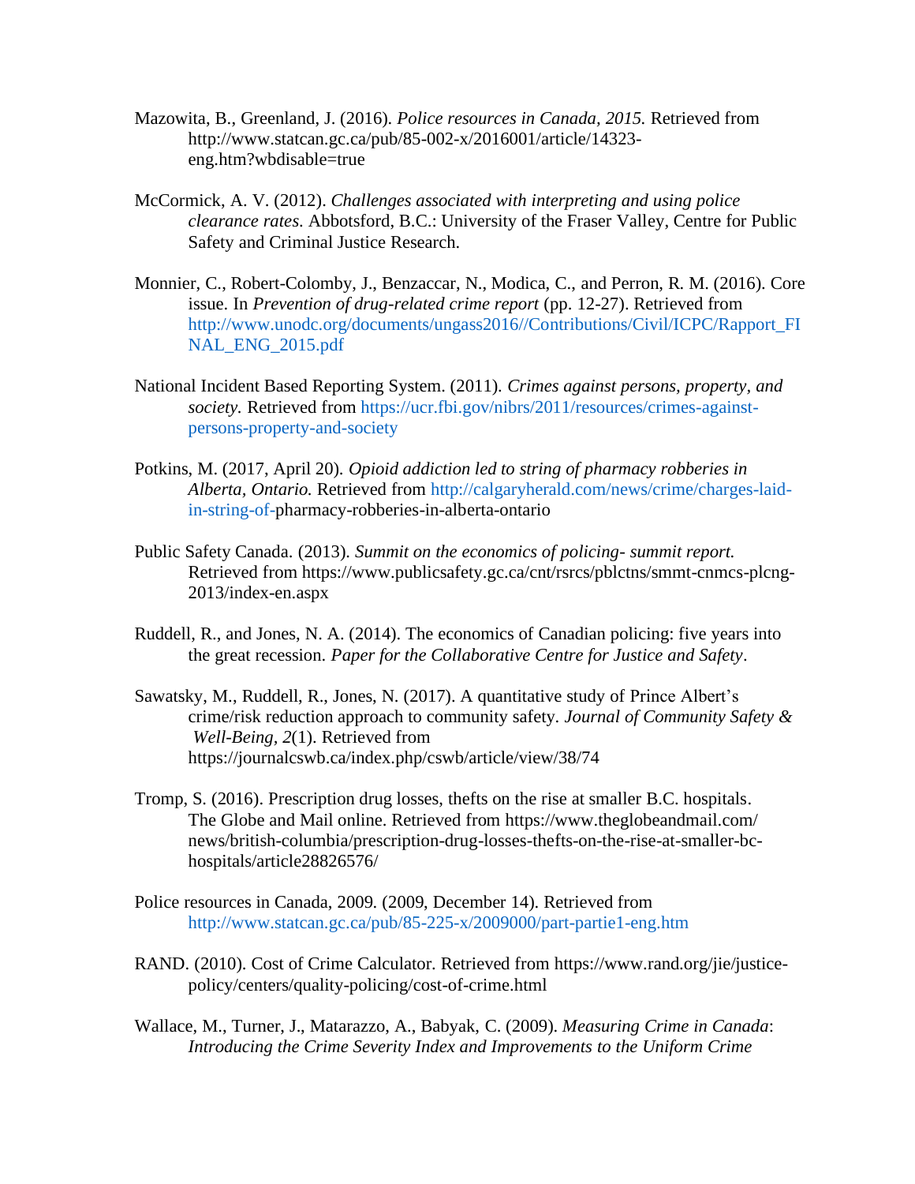Mazowita, B., Greenland, J. (2016). *Police resources in Canada, 2015.* Retrieved from http://www.statcan.gc.ca/pub/85-002-x/2016001/article/14323-eng.htm?wbdisable=true

McCormick, A. V. (2012). *Challenges associated with interpreting and using police clearance rates.* Abbotsford, B.C.: University of the Fraser Valley, Centre for Public Safety and Criminal Justice Research.

Monnier, C., Robert-Colomby, J., Benzaccar, N., Modica, C., and Perron, R. M. (2016). Core issue. In *Prevention of drug-related crime report* (pp. 12-27). Retrieved from http://www.unodc.org/documents/ungass2016//Contributions/Civil/ICPC/Rapport_FINAL_ENG_2015.pdf

National Incident Based Reporting System. (2011). *Crimes against persons, property, and society.* Retrieved from https://ucr.fbi.gov/nibrs/2011/resources/crimes-against-persons-property-and-society

Potkins, M. (2017, April 20). *Opioid addiction led to string of pharmacy robberies in Alberta, Ontario.* Retrieved from http://calgaryherald.com/news/crime/charges-laid-in-string-of-pharmacy-robberies-in-alberta-ontario

Public Safety Canada. (2013). *Summit on the economics of policing- summit report.* Retrieved from https://www.publicsafety.gc.ca/cnt/rsrcs/pblctns/smmt-cnmcs-plcng-2013/index-en.aspx

Ruddell, R., and Jones, N. A. (2014). The economics of Canadian policing: five years into the great recession. *Paper for the Collaborative Centre for Justice and Safety*.

Sawatsky, M., Ruddell, R., Jones, N. (2017). A quantitative study of Prince Albert's crime/risk reduction approach to community safety. *Journal of Community Safety & Well-Being*, *2*(1). Retrieved from https://journalcswb.ca/index.php/cswb/article/view/38/74

Tromp, S. (2016). Prescription drug losses, thefts on the rise at smaller B.C. hospitals. The Globe and Mail online. Retrieved from https://www.theglobeandmail.com/news/british-columbia/prescription-drug-losses-thefts-on-the-rise-at-smaller-bc-hospitals/article28826576/

Police resources in Canada, 2009. (2009, December 14). Retrieved from http://www.statcan.gc.ca/pub/85-225-x/2009000/part-partie1-eng.htm

RAND. (2010). Cost of Crime Calculator. Retrieved from https://www.rand.org/jie/justice-policy/centers/quality-policing/cost-of-crime.html

Wallace, M., Turner, J., Matarazzo, A., Babyak, C. (2009). *Measuring Crime in Canada: Introducing the Crime Severity Index and Improvements to the Uniform Crime*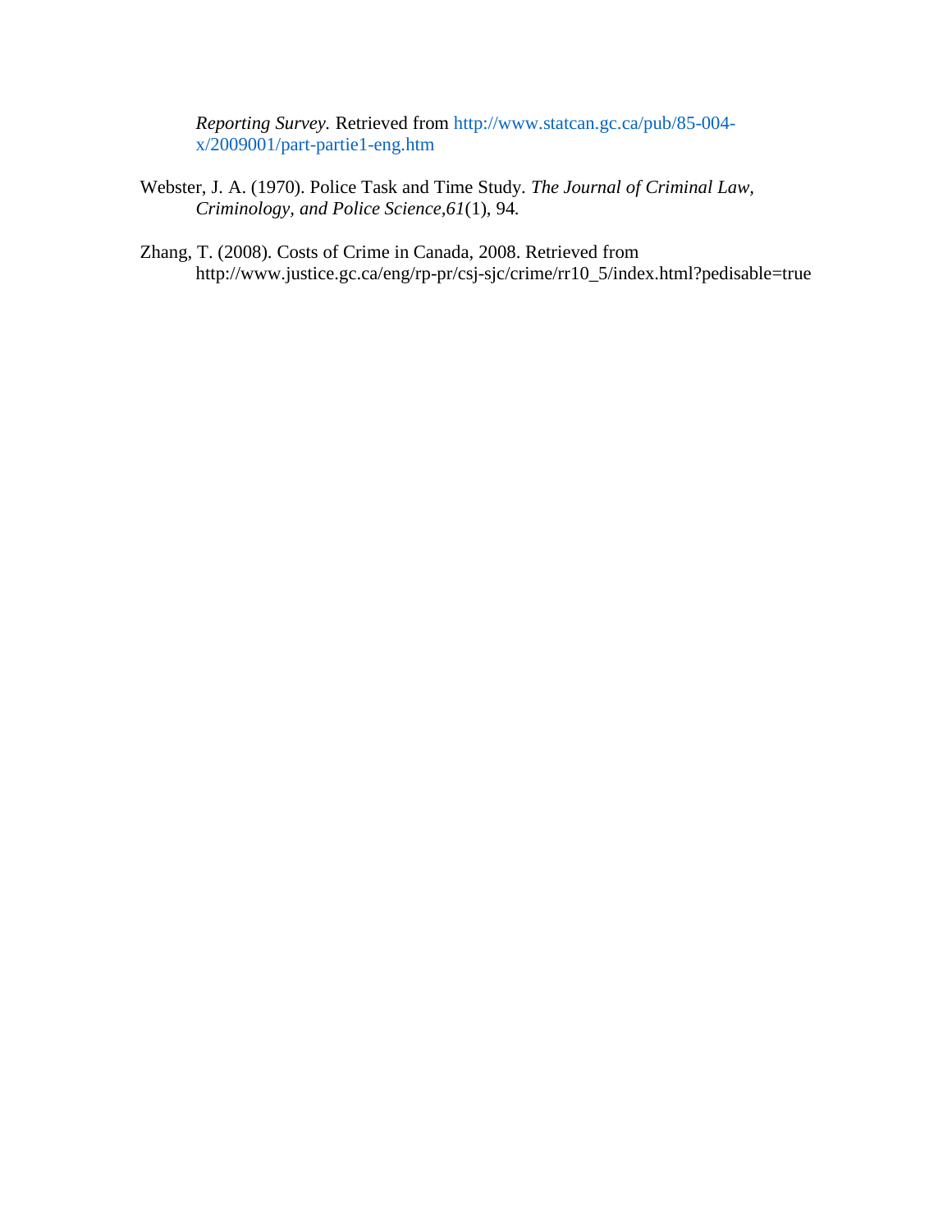*Reporting Survey.* Retrieved from http://www.statcan.gc.ca/pub/85-004-x/2009001/part-partie1-eng.htm

Webster, J. A. (1970). Police Task and Time Study. *The Journal of Criminal Law, Criminology, and Police Science*,*61*(1), 94.

Zhang, T. (2008). Costs of Crime in Canada, 2008. Retrieved from http://www.justice.gc.ca/eng/rp-pr/csj-sjc/crime/rr10_5/index.html?pedisable=true